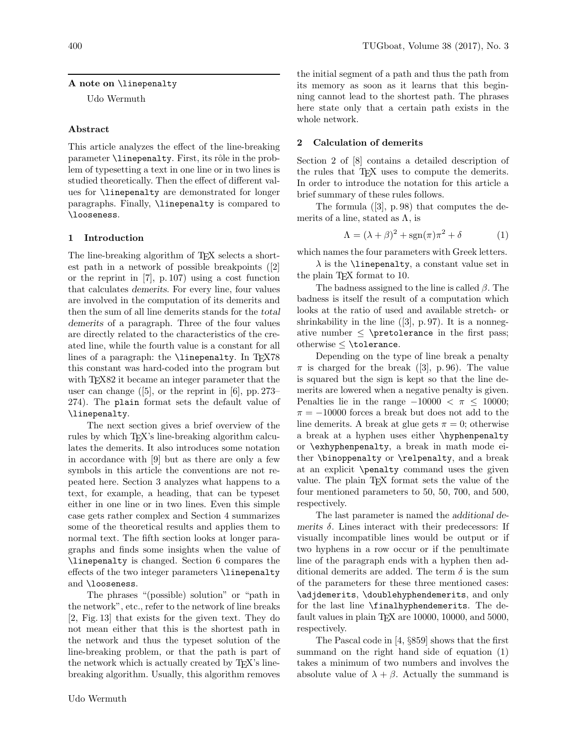## A note on `\linepenalty`

Udo Wermuth

### Abstract

This article analyzes the effect of the line-breaking parameter `\linepenalty`. First, its rôle in the problem of typesetting a text in one line or in two lines is studied theoretically. Then the effect of different values for `\linepenalty` are demonstrated for longer paragraphs. Finally, `\linepenalty` is compared to `\looseness`.

### 1 Introduction

The line-breaking algorithm of TeX selects a shortest path in a network of possible breakpoints ([2] or the reprint in [7], p. 107) using a cost function that calculates *demerits*. For every line, four values are involved in the computation of its demerits and then the sum of all line demerits stands for the *total demerits* of a paragraph. Three of the four values are directly related to the characteristics of the created line, while the fourth value is a constant for all lines of a paragraph: the `\linepenalty`. In TeX78 this constant was hard-coded into the program but with TeX82 it became an integer parameter that the user can change ([5], or the reprint in [6], pp. 273–274). The `plain` format sets the default value of `\linepenalty`.

The next section gives a brief overview of the rules by which TeX's line-breaking algorithm calculates the demerits. It also introduces some notation in accordance with [9] but as there are only a few symbols in this article the conventions are not repeated here. Section 3 analyzes what happens to a text, for example, a heading, that can be typeset either in one line or in two lines. Even this simple case gets rather complex and Section 4 summarizes some of the theoretical results and applies them to normal text. The fifth section looks at longer paragraphs and finds some insights when the value of `\linepenalty` is changed. Section 6 compares the effects of the two integer parameters `\linepenalty` and `\looseness`.

The phrases "(possible) solution" or "path in the network", etc., refer to the network of line breaks [2, Fig. 13] that exists for the given text. They do not mean either that this is the shortest path in the network and thus the typeset solution of the line-breaking problem, or that the path is part of the network which is actually created by TeX's line-breaking algorithm. Usually, this algorithm removes the initial segment of a path and thus the path from its memory as soon as it learns that this beginning cannot lead to the shortest path. The phrases here state only that a certain path exists in the whole network.

### 2 Calculation of demerits

Section 2 of [8] contains a detailed description of the rules that TeX uses to compute the demerits. In order to introduce the notation for this article a brief summary of these rules follows.

The formula ([3], p. 98) that computes the demerits of a line, stated as $\Lambda$, is

$$\Lambda = (\lambda + \beta)^2 + \operatorname{sgn}(\pi)\pi^2 + \delta \qquad (1)$$

which names the four parameters with Greek letters.

$\lambda$ is the `\linepenalty`, a constant value set in the plain TeX format to 10.

The badness assigned to the line is called $\beta$. The badness is itself the result of a computation which looks at the ratio of used and available stretch- or shrinkability in the line ([3], p. 97). It is a nonnegative number $\leq$ `\pretolerance` in the first pass; otherwise $\leq$ `\tolerance`.

Depending on the type of line break a penalty $\pi$ is charged for the break ([3], p. 96). The value is squared but the sign is kept so that the line demerits are lowered when a negative penalty is given. Penalties lie in the range $-10000 < \pi \leq 10000$; $\pi = -10000$ forces a break but does not add to the line demerits. A break at glue gets $\pi = 0$; otherwise a break at a hyphen uses either `\hyphenpenalty` or `\exhyphenpenalty`, a break in math mode either `\binoppenalty` or `\relpenalty`, and a break at an explicit `\penalty` command uses the given value. The plain TeX format sets the value of the four mentioned parameters to 50, 50, 700, and 500, respectively.

The last parameter is named the *additional demerits* $\delta$. Lines interact with their predecessors: If visually incompatible lines would be output or if two hyphens in a row occur or if the penultimate line of the paragraph ends with a hyphen then additional demerits are added. The term $\delta$ is the sum of the parameters for these three mentioned cases: `\adjdemerits`, `\doublehyphendemerits`, and only for the last line `\finalhyphendemerits`. The default values in plain TeX are 10000, 10000, and 5000, respectively.

The Pascal code in [4, §859] shows that the first summand on the right hand side of equation (1) takes a minimum of two numbers and involves the absolute value of $\lambda + \beta$. Actually the summand is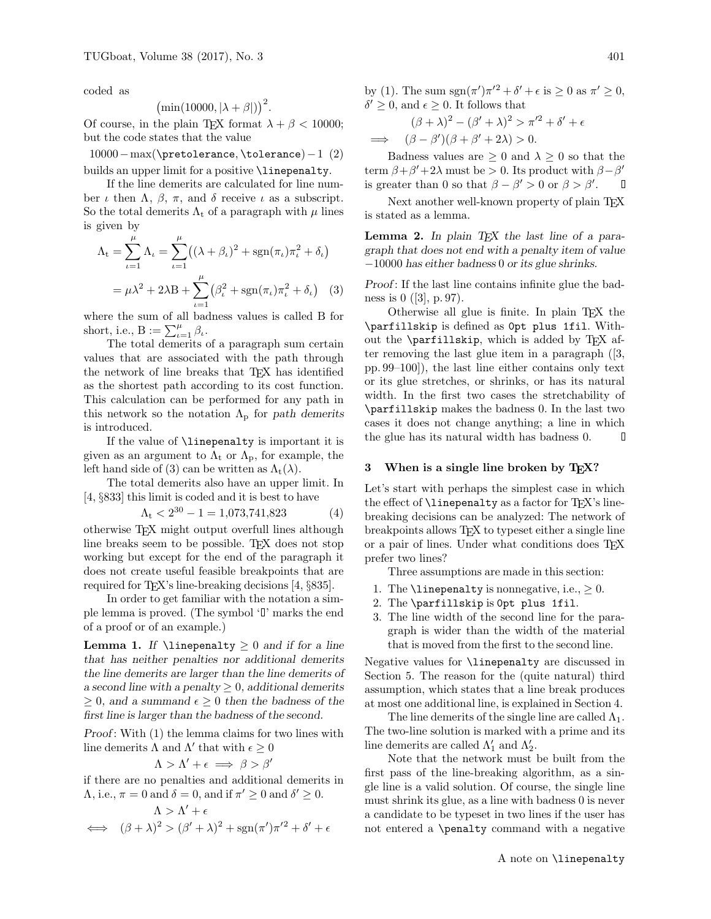coded as

$$\bigl(\min(10000, |\lambda + \beta|)\bigr)^2.$$

Of course, in the plain TeX format $\lambda + \beta < 10000$; but the code states that the value

$$10000 - \max(\texttt{\pretolerance}, \texttt{\tolerance}) - 1 \quad (2)$$

builds an upper limit for a positive `\linepenalty`.

If the line demerits are calculated for line number $\iota$ then $\Lambda$, $\beta$, $\pi$, and $\delta$ receive $\iota$ as a subscript. So the total demerits $\Lambda_\mathrm{t}$ of a paragraph with $\mu$ lines is given by

$$\Lambda_\mathrm{t} = \sum_{\iota=1}^{\mu} \Lambda_\iota = \sum_{\iota=1}^{\mu} \bigl((\lambda + \beta_\iota)^2 + \mathrm{sgn}(\pi_\iota)\pi_\iota^2 + \delta_\iota\bigr)$$

$$= \mu\lambda^2 + 2\lambda \mathrm{B} + \sum_{\iota=1}^{\mu} \bigl(\beta_\iota^2 + \mathrm{sgn}(\pi_\iota)\pi_\iota^2 + \delta_\iota\bigr) \quad (3)$$

where the sum of all badness values is called B for short, i.e., $\mathrm{B} := \sum_{\iota=1}^{\mu} \beta_\iota$.

The total demerits of a paragraph sum certain values that are associated with the path through the network of line breaks that TeX has identified as the shortest path according to its cost function. This calculation can be performed for any path in this network so the notation $\Lambda_\mathrm{p}$ for *path demerits* is introduced.

If the value of `\linepenalty` is important it is given as an argument to $\Lambda_\mathrm{t}$ or $\Lambda_\mathrm{p}$, for example, the left hand side of (3) can be written as $\Lambda_\mathrm{t}(\lambda)$.

The total demerits also have an upper limit. In [4, §833] this limit is coded and it is best to have

$$\Lambda_\mathrm{t} < 2^{30} - 1 = 1{,}073{,}741{,}823 \quad (4)$$

otherwise TeX might output overfull lines although line breaks seem to be possible. TeX does not stop working but except for the end of the paragraph it does not create useful feasible breakpoints that are required for TeX's line-breaking decisions [4, §835].

In order to get familiar with the notation a simple lemma is proved. (The symbol '□' marks the end of a proof or of an example.)

**Lemma 1.** *If `\linepenalty` $\geq 0$ and if for a line that has neither penalties nor additional demerits the line demerits are larger than the line demerits of a second line with a penalty $\geq 0$, additional demerits $\geq 0$, and a summand $\epsilon \geq 0$ then the badness of the first line is larger than the badness of the second.*

*Proof*: With (1) the lemma claims for two lines with line demerits $\Lambda$ and $\Lambda'$ that with $\epsilon \geq 0$

$$\Lambda > \Lambda' + \epsilon \implies \beta > \beta'$$

if there are no penalties and additional demerits in $\Lambda$, i.e., $\pi = 0$ and $\delta = 0$, and if $\pi' \geq 0$ and $\delta' \geq 0$.

$$\Lambda > \Lambda' + \epsilon$$
$$\iff (\beta + \lambda)^2 > (\beta' + \lambda)^2 + \mathrm{sgn}(\pi')\pi'^2 + \delta' + \epsilon$$

by (1). The sum $\mathrm{sgn}(\pi')\pi'^2 + \delta' + \epsilon$ is $\geq 0$ as $\pi' \geq 0$, $\delta' \geq 0$, and $\epsilon \geq 0$. It follows that

$$(\beta + \lambda)^2 - (\beta' + \lambda)^2 > \pi'^2 + \delta' + \epsilon$$
$$\implies (\beta - \beta')(\beta + \beta' + 2\lambda) > 0.$$

Badness values are $\geq 0$ and $\lambda \geq 0$ so that the term $\beta + \beta' + 2\lambda$ must be $> 0$. Its product with $\beta - \beta'$ is greater than 0 so that $\beta - \beta' > 0$ or $\beta > \beta'$. □

Next another well-known property of plain TeX is stated as a lemma.

**Lemma 2.** *In plain TeX the last line of a paragraph that does not end with a penalty item of value $-10000$ has either badness 0 or its glue shrinks.*

*Proof*: If the last line contains infinite glue the badness is 0 ([3], p. 97).

Otherwise all glue is finite. In plain TeX the `\parfillskip` is defined as `0pt plus 1fil`. Without the `\parfillskip`, which is added by TeX after removing the last glue item in a paragraph ([3, pp. 99–100]), the last line either contains only text or its glue stretches, or shrinks, or has its natural width. In the first two cases the stretchability of `\parfillskip` makes the badness 0. In the last two cases it does not change anything; a line in which the glue has its natural width has badness 0. □

## 3 When is a single line broken by TeX?

Let's start with perhaps the simplest case in which the effect of `\linepenalty` as a factor for TeX's line-breaking decisions can be analyzed: The network of breakpoints allows TeX to typeset either a single line or a pair of lines. Under what conditions does TeX prefer two lines?

Three assumptions are made in this section:

1. The `\linepenalty` is nonnegative, i.e., $\geq 0$.
2. The `\parfillskip` is `0pt plus 1fil`.
3. The line width of the second line for the paragraph is wider than the width of the material that is moved from the first to the second line.

Negative values for `\linepenalty` are discussed in Section 5. The reason for the (quite natural) third assumption, which states that a line break produces at most one additional line, is explained in Section 4.

The line demerits of the single line are called $\Lambda_1$. The two-line solution is marked with a prime and its line demerits are called $\Lambda'_1$ and $\Lambda'_2$.

Note that the network must be built from the first pass of the line-breaking algorithm, as a single line is a valid solution. Of course, the single line must shrink its glue, as a line with badness 0 is never a candidate to be typeset in two lines if the user has not entered a `\penalty` command with a negative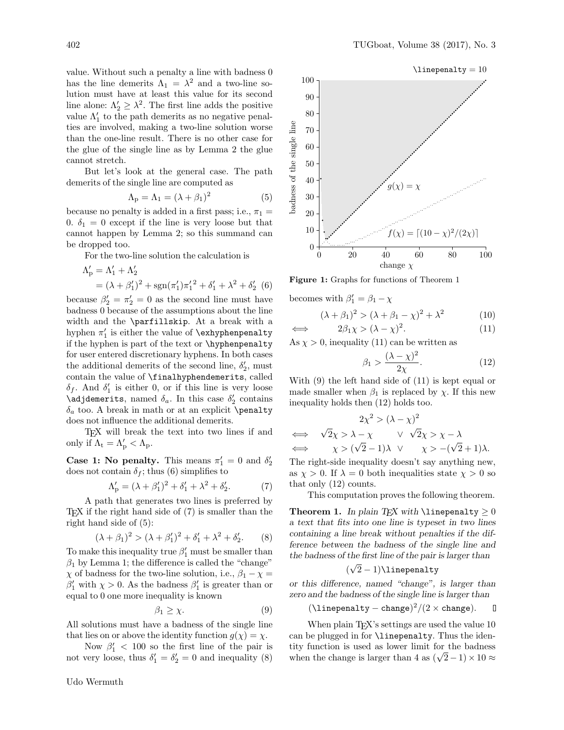value. Without such a penalty a line with badness 0 has the line demerits $\Lambda_1 = \lambda^2$ and a two-line solution must have at least this value for its second line alone: $\Lambda'_2 \geq \lambda^2$. The first line adds the positive value $\Lambda'_1$ to the path demerits as no negative penalties are involved, making a two-line solution worse than the one-line result. There is no other case for the glue of the single line as by Lemma 2 the glue cannot stretch.

But let's look at the general case. The path demerits of the single line are computed as

$$\Lambda_\mathrm{p} = \Lambda_1 = (\lambda + \beta_1)^2 \tag{5}$$

because no penalty is added in a first pass; i.e., $\pi_1 = 0$. $\delta_1 = 0$ except if the line is very loose but that cannot happen by Lemma 2; so this summand can be dropped too.

For the two-line solution the calculation is

$$\begin{aligned}\Lambda'_\mathrm{p} &= \Lambda'_1 + \Lambda'_2 \\ &= (\lambda + \beta'_1)^2 + \operatorname{sgn}(\pi'_1)\pi_1'^2 + \delta'_1 + \lambda^2 + \delta'_2 \end{aligned} \tag{6}$$

because $\beta'_2 = \pi'_2 = 0$ as the second line must have badness 0 because of the assumptions about the line width and the `\parfillskip`. At a break with a hyphen $\pi'_1$ is either the value of `\exhyphenpenalty` if the hyphen is part of the text or `\hyphenpenalty` for user entered discretionary hyphens. In both cases the additional demerits of the second line, $\delta'_2$, must contain the value of `\finalhyphendemerits`, called $\delta_f$. And $\delta'_1$ is either 0, or if this line is very loose `\adjdemerits`, named $\delta_a$. In this case $\delta'_2$ contains $\delta_a$ too. A break in math or at an explicit `\penalty` does not influence the additional demerits.

TEX will break the text into two lines if and only if $\Lambda_\mathrm{t} = \Lambda'_\mathrm{p} < \Lambda_\mathrm{p}$.

**Case 1: No penalty.** This means $\pi'_1 = 0$ and $\delta'_2$ does not contain $\delta_f$; thus (6) simplifies to

$$\Lambda'_\mathrm{p} = (\lambda + \beta'_1)^2 + \delta'_1 + \lambda^2 + \delta'_2. \tag{7}$$

A path that generates two lines is preferred by TEX if the right hand side of (7) is smaller than the right hand side of (5):

$$(\lambda + \beta_1)^2 > (\lambda + \beta'_1)^2 + \delta'_1 + \lambda^2 + \delta'_2. \tag{8}$$

To make this inequality true $\beta'_1$ must be smaller than $\beta_1$ by Lemma 1; the difference is called the "change" $\chi$ of badness for the two-line solution, i.e., $\beta_1 - \chi = \beta'_1$ with $\chi > 0$. As the badness $\beta'_1$ is greater than or equal to 0 one more inequality is known

$$\beta_1 \geq \chi. \tag{9}$$

All solutions must have a badness of the single line that lies on or above the identity function $g(\chi) = \chi$.

Now $\beta'_1 < 100$ so the first line of the pair is not very loose, thus $\delta'_1 = \delta'_2 = 0$ and inequality (8) becomes with $\beta'_1 = \beta_1 - \chi$

$$(\lambda + \beta_1)^2 > (\lambda + \beta_1 - \chi)^2 + \lambda^2 \tag{10}$$

$$\iff \quad 2\beta_1\chi > (\lambda - \chi)^2. \tag{11}$$

As $\chi > 0$, inequality (11) can be written as

$$\beta_1 > \frac{(\lambda - \chi)^2}{2\chi}. \tag{12}$$

With (9) the left hand side of (11) is kept equal or made smaller when $\beta_1$ is replaced by $\chi$. If this new inequality holds then (12) holds too.

$$\begin{aligned} & 2\chi^2 > (\lambda - \chi)^2 \\ \iff \quad & \sqrt{2}\chi > \lambda - \chi \quad \vee \quad \sqrt{2}\chi > \chi - \lambda \\ \iff \quad & \chi > (\sqrt{2} - 1)\lambda \quad \vee \quad \chi > -(\sqrt{2} + 1)\lambda. \end{aligned}$$

The right-side inequality doesn't say anything new, as $\chi > 0$. If $\lambda = 0$ both inequalities state $\chi > 0$ so that only (12) counts.

This computation proves the following theorem.

**Theorem 1.** *In plain TEX with* `\linepenalty` $\geq 0$ *a text that fits into one line is typeset in two lines containing a line break without penalties if the difference between the badness of the single line and the badness of the first line of the pair is larger than*

$$(\sqrt{2} - 1)\texttt{\textbackslash linepenalty}$$

*or this difference, named "change", is larger than zero and the badness of the single line is larger than*

$$(\texttt{\textbackslash linepenalty} - \texttt{change})^2/(2 \times \texttt{change}). \qquad \square$$

When plain TEX's settings are used the value 10 can be plugged in for `\linepenalty`. Thus the identity function is used as lower limit for the badness when the change is larger than 4 as $(\sqrt{2} - 1) \times 10 \approx$

\linepenalty = 10

$g(\chi) = \chi$

$f(\chi) = \lceil (10 - \chi)^2/(2\chi) \rceil$

badness of the single line / change $\chi$

**Figure 1:** Graphs for functions of Theorem 1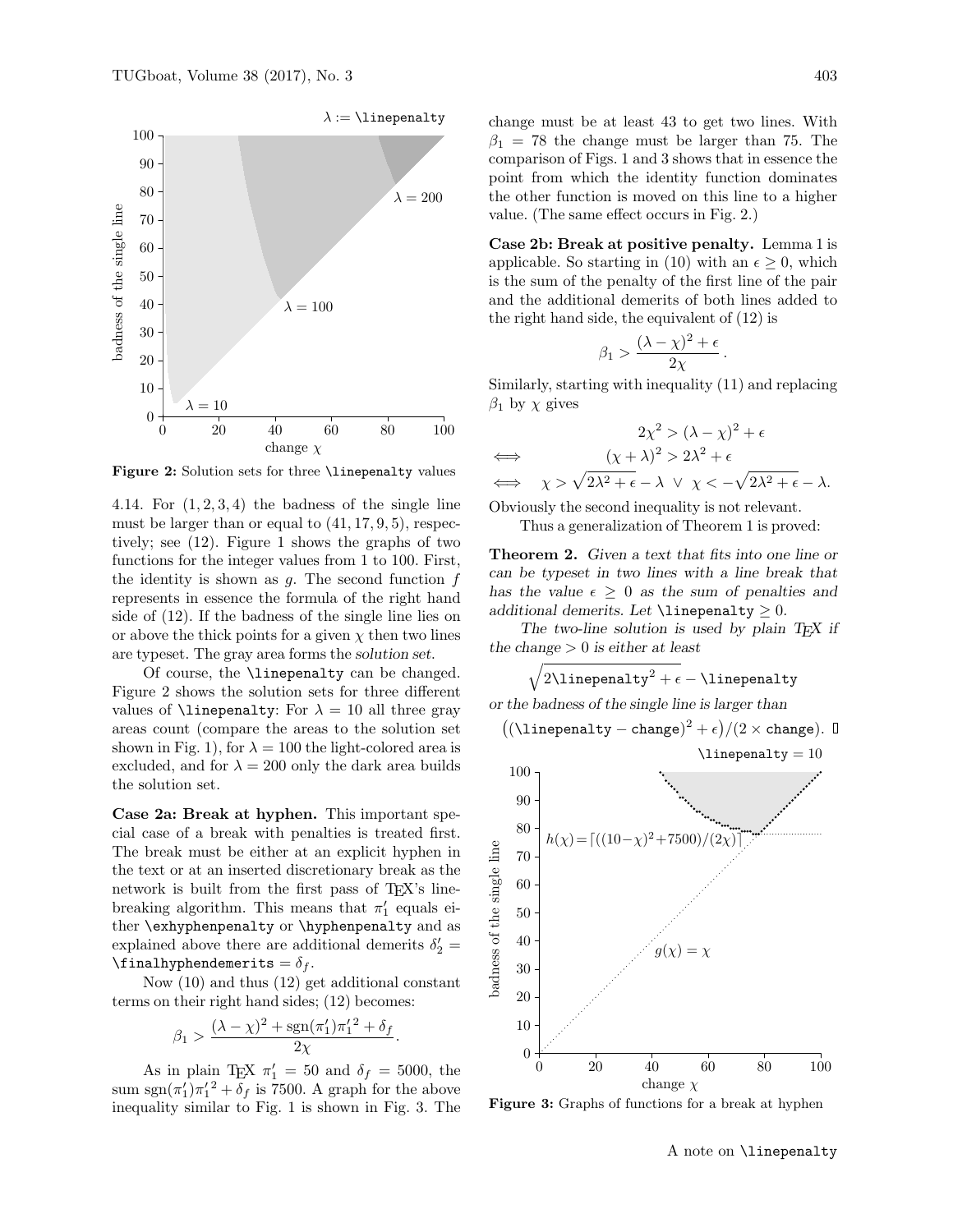Figure 2: Solution sets for three \linepenalty values

4.14. For $(1, 2, 3, 4)$ the badness of the single line must be larger than or equal to $(41, 17, 9, 5)$, respectively; see (12). Figure 1 shows the graphs of two functions for the integer values from 1 to 100. First, the identity is shown as $g$. The second function $f$ represents in essence the formula of the right hand side of (12). If the badness of the single line lies on or above the thick points for a given $\chi$ then two lines are typeset. The gray area forms the *solution set*.

Of course, the \linepenalty can be changed. Figure 2 shows the solution sets for three different values of \linepenalty: For $\lambda = 10$ all three gray areas count (compare the areas to the solution set shown in Fig. 1), for $\lambda = 100$ the light-colored area is excluded, and for $\lambda = 200$ only the dark area builds the solution set.

**Case 2a: Break at hyphen.** This important special case of a break with penalties is treated first. The break must be either at an explicit hyphen in the text or at an inserted discretionary break as the network is built from the first pass of TeX's line-breaking algorithm. This means that $\pi'_1$ equals either \exhyphenpenalty or \hyphenpenalty and as explained above there are additional demerits $\delta'_2 =$ \finalhyphendemerits $= \delta_f$.

Now (10) and thus (12) get additional constant terms on their right hand sides; (12) becomes:

$$\beta_1 > \frac{(\lambda - \chi)^2 + \operatorname{sgn}(\pi'_1)\pi'^2_1 + \delta_f}{2\chi}.$$

As in plain TeX $\pi'_1 = 50$ and $\delta_f = 5000$, the sum $\operatorname{sgn}(\pi'_1)\pi'^2_1 + \delta_f$ is 7500. A graph for the above inequality similar to Fig. 1 is shown in Fig. 3. The change must be at least 43 to get two lines. With $\beta_1 = 78$ the change must be larger than 75. The comparison of Figs. 1 and 3 shows that in essence the point from which the identity function dominates the other function is moved on this line to a higher value. (The same effect occurs in Fig. 2.)

**Case 2b: Break at positive penalty.** Lemma 1 is applicable. So starting in (10) with an $\epsilon \geq 0$, which is the sum of the penalty of the first line of the pair and the additional demerits of both lines added to the right hand side, the equivalent of (12) is

$$\beta_1 > \frac{(\lambda - \chi)^2 + \epsilon}{2\chi}.$$

Similarly, starting with inequality (11) and replacing $\beta_1$ by $\chi$ gives

$$\begin{aligned} & 2\chi^2 > (\lambda - \chi)^2 + \epsilon \\ \iff \quad & (\chi + \lambda)^2 > 2\lambda^2 + \epsilon \\ \iff \quad & \chi > \sqrt{2\lambda^2 + \epsilon} - \lambda \ \vee \ \chi < -\sqrt{2\lambda^2 + \epsilon} - \lambda. \end{aligned}$$

Obviously the second inequality is not relevant.

Thus a generalization of Theorem 1 is proved:

**Theorem 2.** *Given a text that fits into one line or can be typeset in two lines with a line break that has the value $\epsilon \geq 0$ as the sum of penalties and additional demerits. Let* \linepenalty $\geq 0$.

*The two-line solution is used by plain TeX if the change $> 0$ is either at least*

$$\sqrt{2\texttt{\textbackslash linepenalty}^2 + \epsilon} - \texttt{\textbackslash linepenalty}$$

*or the badness of the single line is larger than*

$$\big((\texttt{\textbackslash linepenalty} - \texttt{change})^2 + \epsilon\big)/(2 \times \texttt{change}).$$ □

Figure 3: Graphs of functions for a break at hyphen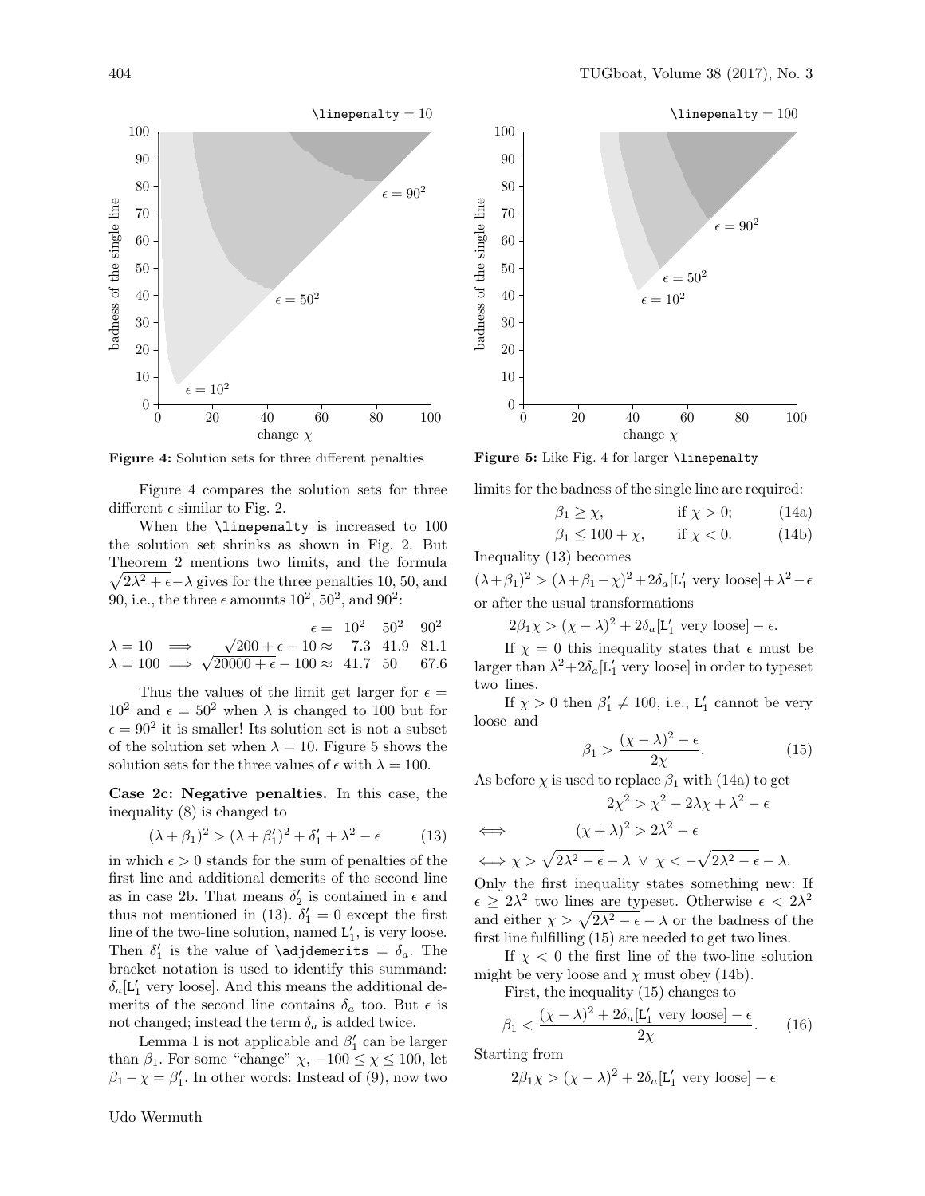**Figure 4:** Solution sets for three different penalties

**Figure 5:** Like Fig. 4 for larger `\linepenalty`

Figure 4 compares the solution sets for three different $\epsilon$ similar to Fig. 2.

When the `\linepenalty` is increased to 100 the solution set shrinks as shown in Fig. 2. But Theorem 2 mentions two limits, and the formula $\sqrt{2\lambda^2+\epsilon}-\lambda$ gives for the three penalties 10, 50, and 90, i.e., the three $\epsilon$ amounts $10^2$, $50^2$, and $90^2$:

| | | $\epsilon =$ | $10^2$ | $50^2$ | $90^2$ |
|---|---|---|---|---|---|
| $\lambda = 10 \implies$ | $\sqrt{200+\epsilon}-10 \approx$ | | 7.3 | 41.9 | 81.1 |
| $\lambda = 100 \implies$ | $\sqrt{20000+\epsilon}-100 \approx$ | | 41.7 | 50 | 67.6 |

Thus the values of the limit get larger for $\epsilon = 10^2$ and $\epsilon = 50^2$ when $\lambda$ is changed to 100 but for $\epsilon = 90^2$ it is smaller! Its solution set is not a subset of the solution set when $\lambda = 10$. Figure 5 shows the solution sets for the three values of $\epsilon$ with $\lambda = 100$.

**Case 2c: Negative penalties.** In this case, the inequality (8) is changed to

$$(\lambda+\beta_1)^2 > (\lambda+\beta_1')^2 + \delta_1' + \lambda^2 - \epsilon \tag{13}$$

in which $\epsilon > 0$ stands for the sum of penalties of the first line and additional demerits of the second line as in case 2b. That means $\delta_2'$ is contained in $\epsilon$ and thus not mentioned in (13). $\delta_1' = 0$ except the first line of the two-line solution, named $\mathtt{L}_1'$, is very loose. Then $\delta_1'$ is the value of `\adjdemerits` $= \delta_a$. The bracket notation is used to identify this summand: $\delta_a[\mathtt{L}_1' \text{ very loose}]$. And this means the additional demerits of the second line contains $\delta_a$ too. But $\epsilon$ is not changed; instead the term $\delta_a$ is added twice.

Lemma 1 is not applicable and $\beta_1'$ can be larger than $\beta_1$. For some "change" $\chi$, $-100 \le \chi \le 100$, let $\beta_1 - \chi = \beta_1'$. In other words: Instead of (9), now two limits for the badness of the single line are required:

$$\beta_1 \ge \chi, \qquad \text{if } \chi > 0; \tag{14a}$$

$$\beta_1 \le 100 + \chi, \qquad \text{if } \chi < 0. \tag{14b}$$

Inequality (13) becomes

$$(\lambda+\beta_1)^2 > (\lambda+\beta_1-\chi)^2 + 2\delta_a[\mathtt{L}_1' \text{ very loose}] + \lambda^2 - \epsilon$$

or after the usual transformations

$$2\beta_1\chi > (\chi-\lambda)^2 + 2\delta_a[\mathtt{L}_1' \text{ very loose}] - \epsilon.$$

If $\chi = 0$ this inequality states that $\epsilon$ must be larger than $\lambda^2 + 2\delta_a[\mathtt{L}_1' \text{ very loose}]$ in order to typeset two lines.

If $\chi > 0$ then $\beta_1' \ne 100$, i.e., $\mathtt{L}_1'$ cannot be very loose and

$$\beta_1 > \frac{(\chi-\lambda)^2 - \epsilon}{2\chi}. \tag{15}$$

As before $\chi$ is used to replace $\beta_1$ with (14a) to get

$$2\chi^2 > \chi^2 - 2\lambda\chi + \lambda^2 - \epsilon$$

$$\iff \qquad (\chi+\lambda)^2 > 2\lambda^2 - \epsilon$$

$$\iff \chi > \sqrt{2\lambda^2-\epsilon} - \lambda \;\vee\; \chi < -\sqrt{2\lambda^2-\epsilon} - \lambda.$$

Only the first inequality states something new: If $\epsilon \ge 2\lambda^2$ two lines are typeset. Otherwise $\epsilon < 2\lambda^2$ and either $\chi > \sqrt{2\lambda^2-\epsilon} - \lambda$ or the badness of the first line fulfilling (15) are needed to get two lines.

If $\chi < 0$ the first line of the two-line solution might be very loose and $\chi$ must obey (14b).

First, the inequality (15) changes to

$$\beta_1 < \frac{(\chi-\lambda)^2 + 2\delta_a[\mathtt{L}_1' \text{ very loose}] - \epsilon}{2\chi}. \tag{16}$$

Starting from

$$2\beta_1\chi > (\chi-\lambda)^2 + 2\delta_a[\mathtt{L}_1' \text{ very loose}] - \epsilon$$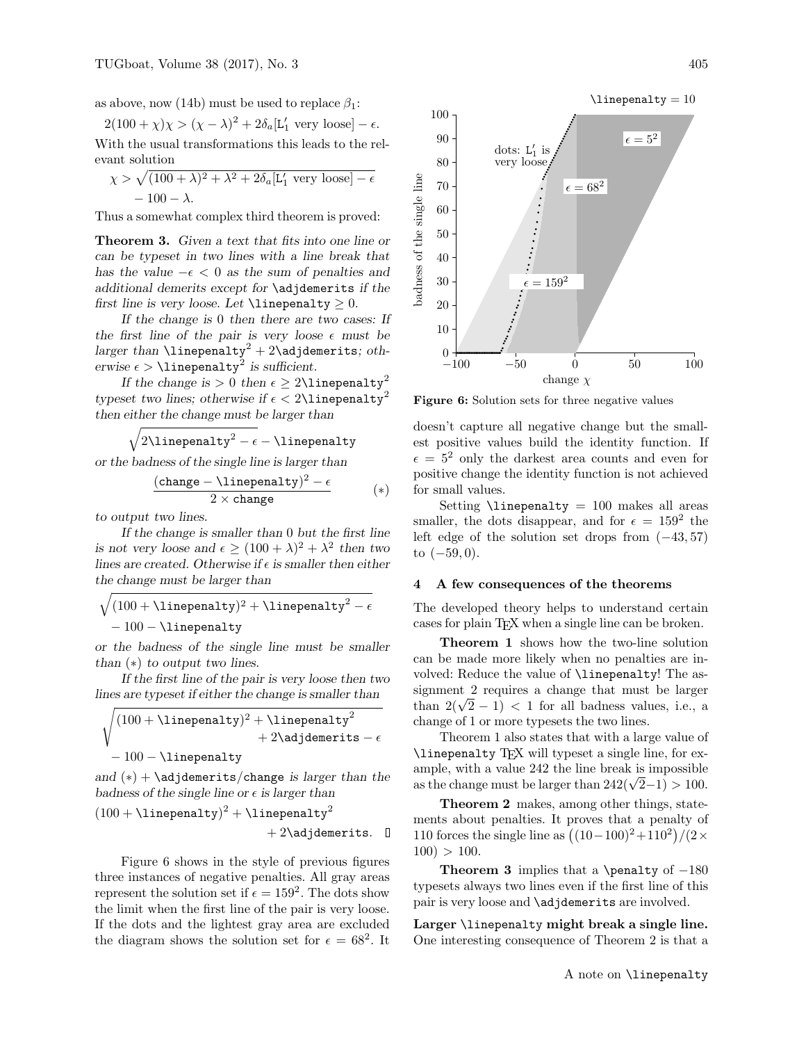as above, now (14b) must be used to replace $\beta_1$:

$$2(100+\chi)\chi > (\chi-\lambda)^2 + 2\delta_a[\mathtt{L}_1' \text{ very loose}] - \epsilon.$$

With the usual transformations this leads to the relevant solution

$$\chi > \sqrt{(100+\lambda)^2 + \lambda^2 + 2\delta_a[\mathtt{L}_1' \text{ very loose}] - \epsilon} - 100 - \lambda.$$

Thus a somewhat complex third theorem is proved:

**Theorem 3.** *Given a text that fits into one line or can be typeset in two lines with a line break that has the value $-\epsilon < 0$ as the sum of penalties and additional demerits except for `\adjdemerits` if the first line is very loose. Let `\linepenalty` $\geq 0$.*

*If the change is 0 then there are two cases: If the first line of the pair is very loose $\epsilon$ must be larger than* $\texttt{\textbackslash linepenalty}^2 + 2\texttt{\textbackslash adjdemerits}$*; otherwise* $\epsilon > \texttt{\textbackslash linepenalty}^2$ *is sufficient.*

*If the change is $> 0$ then* $\epsilon \geq 2\texttt{\textbackslash linepenalty}^2$ *typeset two lines; otherwise if* $\epsilon < 2\texttt{\textbackslash linepenalty}^2$ *then either the change must be larger than*

$$\sqrt{2\texttt{\textbackslash linepenalty}^2 - \epsilon} - \texttt{\textbackslash linepenalty}$$

*or the badness of the single line is larger than*

$$\frac{(\texttt{change} - \texttt{\textbackslash linepenalty})^2 - \epsilon}{2 \times \texttt{change}} \qquad (*)$$

*to output two lines.*

*If the change is smaller than 0 but the first line is not very loose and $\epsilon \geq (100+\lambda)^2 + \lambda^2$ then two lines are created. Otherwise if $\epsilon$ is smaller then either the change must be larger than*

$$\sqrt{(100 + \texttt{\textbackslash linepenalty})^2 + \texttt{\textbackslash linepenalty}^2 - \epsilon} - 100 - \texttt{\textbackslash linepenalty}$$

*or the badness of the single line must be smaller than $(*)$ to output two lines.*

*If the first line of the pair is very loose then two lines are typeset if either the change is smaller than*

$$\sqrt{(100 + \texttt{\textbackslash linepenalty})^2 + \texttt{\textbackslash linepenalty}^2 + 2\texttt{\textbackslash adjdemerits} - \epsilon} - 100 - \texttt{\textbackslash linepenalty}$$

*and* $(*) + \texttt{\textbackslash adjdemerits}/\texttt{change}$ *is larger than the badness of the single line or $\epsilon$ is larger than*

$$(100 + \texttt{\textbackslash linepenalty})^2 + \texttt{\textbackslash linepenalty}^2 + 2\texttt{\textbackslash adjdemerits}. \quad \square$$

Figure 6 shows in the style of previous figures three instances of negative penalties. All gray areas represent the solution set if $\epsilon = 159^2$. The dots show the limit when the first line of the pair is very loose. If the dots and the lightest gray area are excluded the diagram shows the solution set for $\epsilon = 68^2$. It doesn't capture all negative change but the smallest positive values build the identity function. If $\epsilon = 5^2$ only the darkest area counts and even for positive change the identity function is not achieved for small values.

Figure 6: Solution sets for three negative values

Setting `\linepenalty` $= 100$ makes all areas smaller, the dots disappear, and for $\epsilon = 159^2$ the left edge of the solution set drops from $(-43, 57)$ to $(-59, 0)$.

## 4 A few consequences of the theorems

The developed theory helps to understand certain cases for plain TeX when a single line can be broken.

**Theorem 1** shows how the two-line solution can be made more likely when no penalties are involved: Reduce the value of `\linepenalty`! The assignment 2 requires a change that must be larger than $2(\sqrt{2}-1) < 1$ for all badness values, i.e., a change of 1 or more typesets the two lines.

Theorem 1 also states that with a large value of `\linepenalty` TeX will typeset a single line, for example, with a value 242 the line break is impossible as the change must be larger than $242(\sqrt{2}-1) > 100$.

**Theorem 2** makes, among other things, statements about penalties. It proves that a penalty of 110 forces the single line as $\left((10-100)^2+110^2\right)/(2\times 100) > 100$.

**Theorem 3** implies that a `\penalty` of $-180$ typesets always two lines even if the first line of this pair is very loose and `\adjdemerits` are involved.

**Larger `\linepenalty` might break a single line.** One interesting consequence of Theorem 2 is that a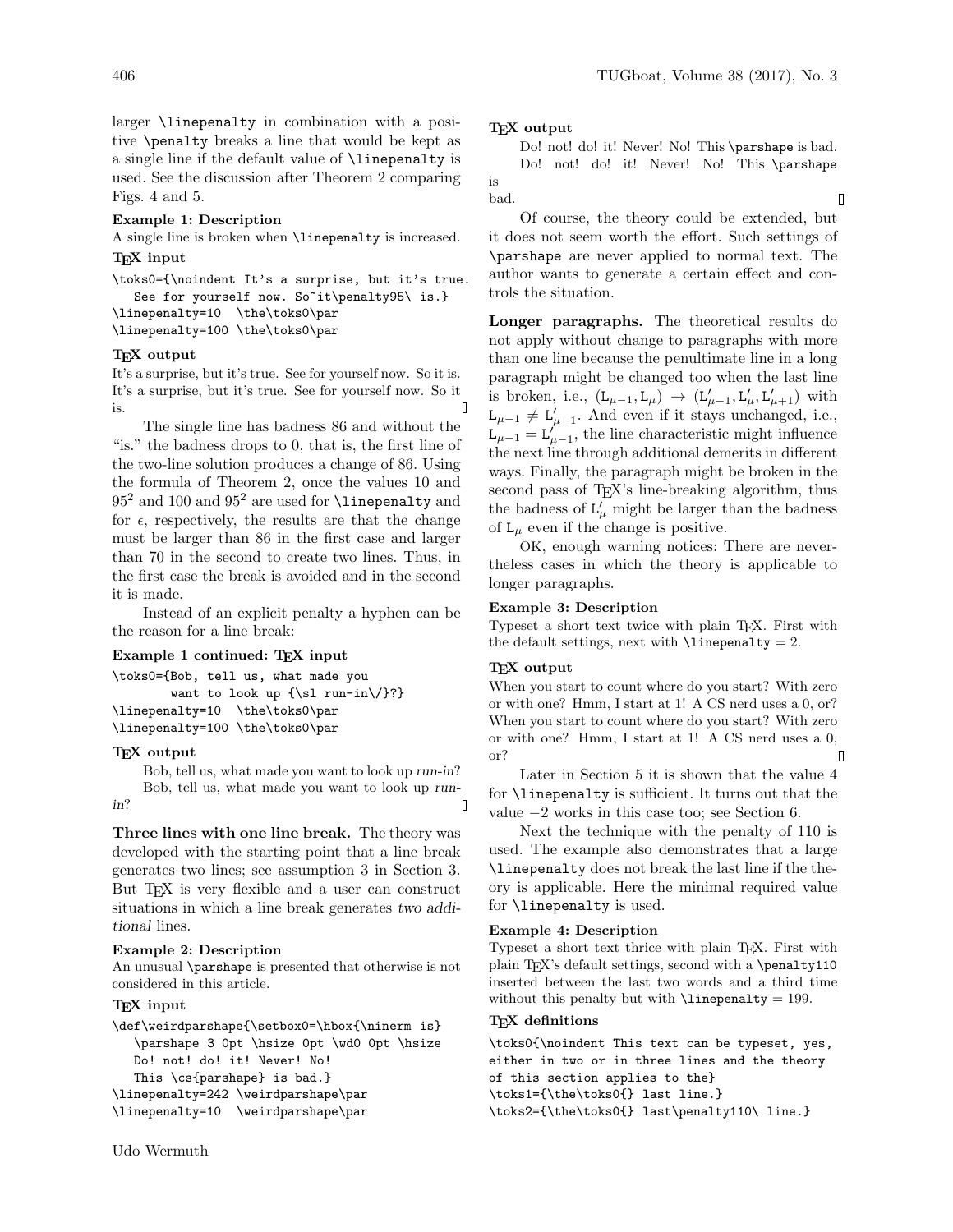larger `\linepenalty` in combination with a positive `\penalty` breaks a line that would be kept as a single line if the default value of `\linepenalty` is used. See the discussion after Theorem 2 comparing Figs. 4 and 5.

**Example 1: Description**

A single line is broken when `\linepenalty` is increased.

**TeX input**

```
\toks0={\noindent It's a surprise, but it's true.
   See for yourself now. So~it\penalty95\ is.}
\linepenalty=10  \the\toks0\par
\linepenalty=100 \the\toks0\par
```

**TeX output**

It's a surprise, but it's true. See for yourself now. So it is.
It's a surprise, but it's true. See for yourself now. So it
is.

The single line has badness 86 and without the "is." the badness drops to 0, that is, the first line of the two-line solution produces a change of 86. Using the formula of Theorem 2, once the values 10 and $95^2$ and 100 and $95^2$ are used for `\linepenalty` and for $\epsilon$, respectively, the results are that the change must be larger than 86 in the first case and larger than 70 in the second to create two lines. Thus, in the first case the break is avoided and in the second it is made.

Instead of an explicit penalty a hyphen can be the reason for a line break:

**Example 1 continued: TeX input**

```
\toks0={Bob, tell us, what made you
       want to look up {\sl run-in\/}?}
\linepenalty=10  \the\toks0\par
\linepenalty=100 \the\toks0\par
```

**TeX output**

Bob, tell us, what made you want to look up *run-in*?
Bob, tell us, what made you want to look up *run-*
*in*?

**Three lines with one line break.** The theory was developed with the starting point that a line break generates two lines; see assumption 3 in Section 3. But TeX is very flexible and a user can construct situations in which a line break generates *two additional* lines.

**Example 2: Description**

An unusual `\parshape` is presented that otherwise is not considered in this article.

**TeX input**

```
\def\weirdparshape{\setbox0=\hbox{\ninerm is}
   \parshape 3 0pt \hsize 0pt \wd0 0pt \hsize
   Do! not! do! it! Never! No!
   This \cs{parshape} is bad.}
\linepenalty=242 \weirdparshape\par
\linepenalty=10  \weirdparshape\par
```

**TeX output**

Do! not! do! it! Never! No! This `\parshape` is bad.
Do! not! do! it! Never! No! This `\parshape`
is
bad.

Of course, the theory could be extended, but it does not seem worth the effort. Such settings of `\parshape` are never applied to normal text. The author wants to generate a certain effect and controls the situation.

**Longer paragraphs.** The theoretical results do not apply without change to paragraphs with more than one line because the penultimate line in a long paragraph might be changed too when the last line is broken, i.e., $(\mathtt{L}_{\mu-1}, \mathtt{L}_\mu) \to (\mathtt{L}'_{\mu-1}, \mathtt{L}'_\mu, \mathtt{L}'_{\mu+1})$ with $\mathtt{L}_{\mu-1} \neq \mathtt{L}'_{\mu-1}$. And even if it stays unchanged, i.e., $\mathtt{L}_{\mu-1} = \mathtt{L}'_{\mu-1}$, the line characteristic might influence the next line through additional demerits in different ways. Finally, the paragraph might be broken in the second pass of TeX's line-breaking algorithm, thus the badness of $\mathtt{L}'_\mu$ might be larger than the badness of $\mathtt{L}_\mu$ even if the change is positive.

OK, enough warning notices: There are nevertheless cases in which the theory is applicable to longer paragraphs.

**Example 3: Description**

Typeset a short text twice with plain TeX. First with the default settings, next with `\linepenalty` = 2.

**TeX output**

When you start to count where do you start? With zero or with one? Hmm, I start at 1! A CS nerd uses a 0, or?
When you start to count where do you start? With zero or with one? Hmm, I start at 1! A CS nerd uses a 0, or?

Later in Section 5 it is shown that the value 4 for `\linepenalty` is sufficient. It turns out that the value −2 works in this case too; see Section 6.

Next the technique with the penalty of 110 is used. The example also demonstrates that a large `\linepenalty` does not break the last line if the theory is applicable. Here the minimal required value for `\linepenalty` is used.

**Example 4: Description**

Typeset a short text thrice with plain TeX. First with plain TeX's default settings, second with a `\penalty110` inserted between the last two words and a third time without this penalty but with `\linepenalty` = 199.

**TeX definitions**

```
\toks0{\noindent This text can be typeset, yes,
either in two or in three lines and the theory
of this section applies to the}
\toks1={\the\toks0{} last line.}
\toks2={\the\toks0{} last\penalty110\ line.}
```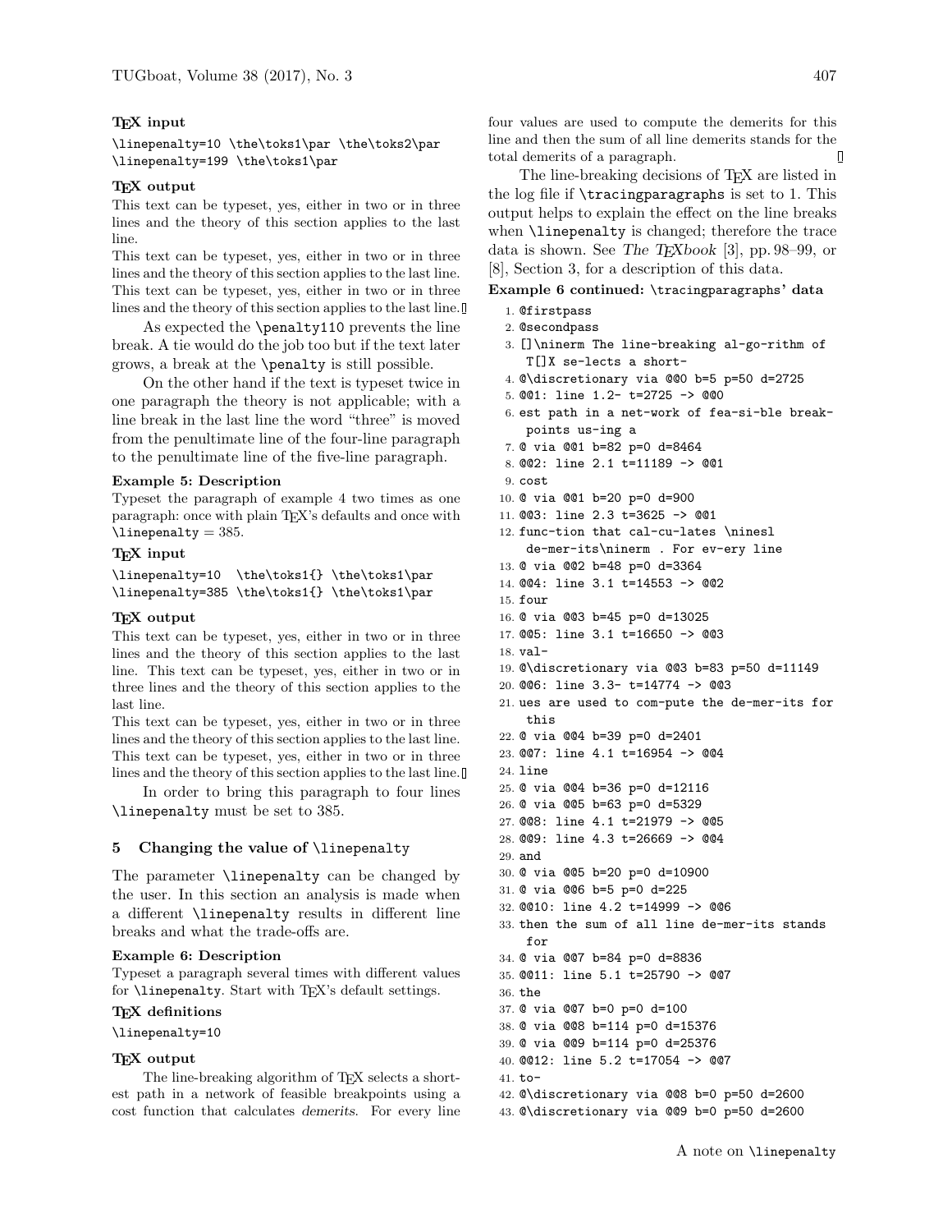**TEX input**

```
\linepenalty=10 \the\toks1\par \the\toks2\par
\linepenalty=199 \the\toks1\par
```

**TEX output**

This text can be typeset, yes, either in two or in three lines and the theory of this section applies to the last line.
This text can be typeset, yes, either in two or in three lines and the theory of this section applies to the last line.
This text can be typeset, yes, either in two or in three lines and the theory of this section applies to the last line.

As expected the `\penalty110` prevents the line break. A tie would do the job too but if the text later grows, a break at the `\penalty` is still possible.

On the other hand if the text is typeset twice in one paragraph the theory is not applicable; with a line break in the last line the word "three" is moved from the penultimate line of the four-line paragraph to the penultimate line of the five-line paragraph.

**Example 5: Description**

Typeset the paragraph of example 4 two times as one paragraph: once with plain TEX's defaults and once with `\linepenalty` = 385.

**TEX input**

```
\linepenalty=10  \the\toks1{} \the\toks1\par
\linepenalty=385 \the\toks1{} \the\toks1\par
```

**TEX output**

This text can be typeset, yes, either in two or in three lines and the theory of this section applies to the last line. This text can be typeset, yes, either in two or in three lines and the theory of this section applies to the last line.
This text can be typeset, yes, either in two or in three lines and the theory of this section applies to the last line. This text can be typeset, yes, either in two or in three lines and the theory of this section applies to the last line.

In order to bring this paragraph to four lines `\linepenalty` must be set to 385.

## 5 Changing the value of \linepenalty

The parameter `\linepenalty` can be changed by the user. In this section an analysis is made when a different `\linepenalty` results in different line breaks and what the trade-offs are.

**Example 6: Description**

Typeset a paragraph several times with different values for `\linepenalty`. Start with TEX's default settings.

**TEX definitions**

```
\linepenalty=10
```

**TEX output**

The line-breaking algorithm of TEX selects a shortest path in a network of feasible breakpoints using a cost function that calculates *demerits*. For every line four values are used to compute the demerits for this line and then the sum of all line demerits stands for the total demerits of a paragraph.

The line-breaking decisions of TEX are listed in the log file if `\tracingparagraphs` is set to 1. This output helps to explain the effect on the line breaks when `\linepenalty` is changed; therefore the trace data is shown. See *The TEXbook* [3], pp. 98–99, or [8], Section 3, for a description of this data.

**Example 6 continued: \tracingparagraphs' data**

```
1. @firstpass
2. @secondpass
3. []\ninerm The line-breaking al-go-rithm of
   T[]X se-lects a short-
4. @\discretionary via @@0 b=5 p=50 d=2725
5. @@1: line 1.2- t=2725 -> @@0
6. est path in a net-work of fea-si-ble break-
   points us-ing a
7. @ via @@1 b=82 p=0 d=8464
8. @@2: line 2.1 t=11189 -> @@1
9. cost
10. @ via @@1 b=20 p=0 d=900
11. @@3: line 2.3 t=3625 -> @@1
12. func-tion that cal-cu-lates \ninesl
    de-mer-its\ninerm . For ev-ery line
13. @ via @@2 b=48 p=0 d=3364
14. @@4: line 3.1 t=14553 -> @@2
15. four
16. @ via @@3 b=45 p=0 d=13025
17. @@5: line 3.1 t=16650 -> @@3
18. val-
19. @\discretionary via @@3 b=83 p=50 d=11149
20. @@6: line 3.3- t=14774 -> @@3
21. ues are used to com-pute the de-mer-its for
    this
22. @ via @@4 b=39 p=0 d=2401
23. @@7: line 4.1 t=16954 -> @@4
24. line
25. @ via @@4 b=36 p=0 d=12116
26. @ via @@5 b=63 p=0 d=5329
27. @@8: line 4.1 t=21979 -> @@5
28. @@9: line 4.3 t=26669 -> @@4
29. and
30. @ via @@5 b=20 p=0 d=10900
31. @ via @@6 b=5 p=0 d=225
32. @@10: line 4.2 t=14999 -> @@6
33. then the sum of all line de-mer-its stands
    for
34. @ via @@7 b=84 p=0 d=8836
35. @@11: line 5.1 t=25790 -> @@7
36. the
37. @ via @@7 b=0 p=0 d=100
38. @ via @@8 b=114 p=0 d=15376
39. @ via @@9 b=114 p=0 d=25376
40. @@12: line 5.2 t=17054 -> @@7
41. to-
42. @\discretionary via @@8 b=0 p=50 d=2600
43. @\discretionary via @@9 b=0 p=50 d=2600
```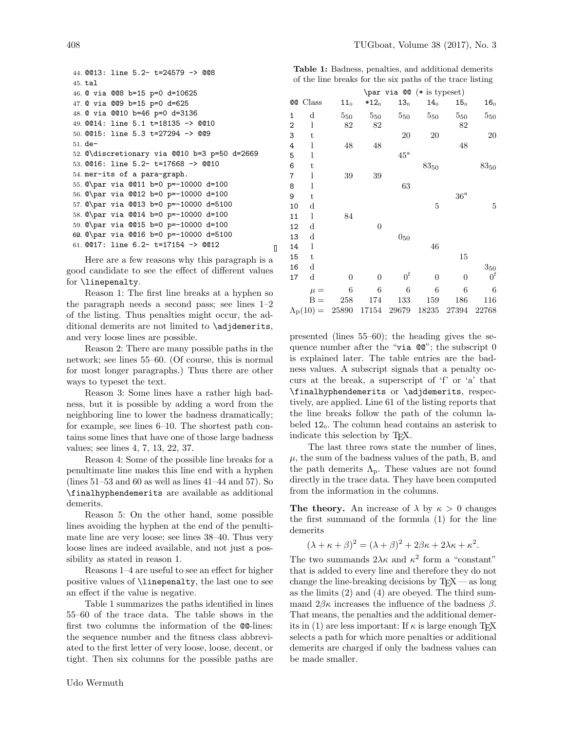```
44. @@13: line 5.2- t=24579 -> @@8
45. tal
46. @ via @@8 b=15 p=0 d=10625
47. @ via @@9 b=15 p=0 d=625
48. @ via @@10 b=46 p=0 d=3136
49. @@14: line 5.1 t=18135 -> @@10
50. @@15: line 5.3 t=27294 -> @@9
51. de-
52. @\discretionary via @@10 b=3 p=50 d=2669
53. @@16: line 5.2- t=17668 -> @@10
54. mer-its of a para-graph.
55. @\par via @@11 b=0 p=-10000 d=100
56. @\par via @@12 b=0 p=-10000 d=100
57. @\par via @@13 b=0 p=-10000 d=5100
58. @\par via @@14 b=0 p=-10000 d=100
59. @\par via @@15 b=0 p=-10000 d=100
60. @\par via @@16 b=0 p=-10000 d=5100
61. @@17: line 6.2- t=17154 -> @@12
```

Here are a few reasons why this paragraph is a good candidate to see the effect of different values for `\linepenalty`.

Reason 1: The first line breaks at a hyphen so the paragraph needs a second pass; see lines 1–2 of the listing. Thus penalties might occur, the additional demerits are not limited to `\adjdemerits`, and very loose lines are possible.

Reason 2: There are many possible paths in the network; see lines 55–60. (Of course, this is normal for most longer paragraphs.) Thus there are other ways to typeset the text.

Reason 3: Some lines have a rather high badness, but it is possible by adding a word from the neighboring line to lower the badness dramatically; for example, see lines 6–10. The shortest path contains some lines that have one of those large badness values; see lines 4, 7, 13, 22, 37.

Reason 4: Some of the possible line breaks for a penultimate line makes this line end with a hyphen (lines 51–53 and 60 as well as lines 41–44 and 57). So `\finalhyphendemerits` are available as additional demerits.

Reason 5: On the other hand, some possible lines avoiding the hyphen at the end of the penultimate line are very loose; see lines 38–40. Thus very loose lines are indeed available, and not just a possibility as stated in reason 1.

Reasons 1–4 are useful to see an effect for higher positive values of `\linepenalty`, the last one to see an effect if the value is negative.

Table 1 summarizes the paths identified in lines 55–60 of the trace data. The table shows in the first two columns the information of the `@@`-lines: the sequence number and the fitness class abbreviated to the first letter of very loose, loose, decent, or tight. Then six columns for the possible paths are

**Table 1:** Badness, penalties, and additional demerits of the line breaks for the six paths of the trace listing

| | | \par via @@ (* is typeset) | | | | | |
|---|---|---|---|---|---|---|---|
| @@ | Class | $11_0$ | $*12_0$ | $13_0$ | $14_0$ | $15_0$ | $16_0$ |
| 1 | d | $5_{50}$ | $5_{50}$ | $5_{50}$ | $5_{50}$ | $5_{50}$ | $5_{50}$ |
| 2 | l | 82 | 82 | | | 82 | |
| 3 | t | | | 20 | 20 | | 20 |
| 4 | l | 48 | 48 | | | 48 | |
| 5 | l | | | $45^{a}$ | | | |
| 6 | t | | | | $83_{50}$ | | $83_{50}$ |
| 7 | l | 39 | 39 | | | | |
| 8 | l | | | 63 | | | |
| 9 | t | | | | | $36^{a}$ | |
| 10 | d | | | | 5 | | 5 |
| 11 | l | 84 | | | | | |
| 12 | d | | 0 | | | | |
| 13 | d | | | $0_{50}$ | | | |
| 14 | l | | | | 46 | | |
| 15 | t | | | | | 15 | |
| 16 | d | | | | | | $3_{50}$ |
| 17 | d | 0 | 0 | $0^{f}$ | 0 | 0 | $0^{f}$ |
| | $\mu =$ | 6 | 6 | 6 | 6 | 6 | 6 |
| | $\mathrm{B} =$ | 258 | 174 | 133 | 159 | 186 | 116 |
| | $\Lambda_{\mathrm{p}}(10) =$ | 25890 | 17154 | 29679 | 18235 | 27394 | 22768 |

presented (lines 55–60); the heading gives the sequence number after the "`via @@`"; the subscript 0 is explained later. The table entries are the badness values. A subscript signals that a penalty occurs at the break, a superscript of 'f' or 'a' that `\finalhyphendemerits` or `\adjdemerits`, respectively, are applied. Line 61 of the listing reports that the line breaks follow the path of the column labeled $12_0$. The column head contains an asterisk to indicate this selection by TeX.

The last three rows state the number of lines, $\mu$, the sum of the badness values of the path, B, and the path demerits $\Lambda_{\mathrm{p}}$. These values are not found directly in the trace data. They have been computed from the information in the columns.

**The theory.** An increase of $\lambda$ by $\kappa > 0$ changes the first summand of the formula (1) for the line demerits

$$(\lambda + \kappa + \beta)^2 = (\lambda + \beta)^2 + 2\beta\kappa + 2\lambda\kappa + \kappa^2.$$

The two summands $2\lambda\kappa$ and $\kappa^2$ form a "constant" that is added to every line and therefore they do not change the line-breaking decisions by TeX — as long as the limits (2) and (4) are obeyed. The third summand $2\beta\kappa$ increases the influence of the badness $\beta$. That means, the penalties and the additional demerits in (1) are less important: If $\kappa$ is large enough TeX selects a path for which more penalties or additional demerits are charged if only the badness values can be made smaller.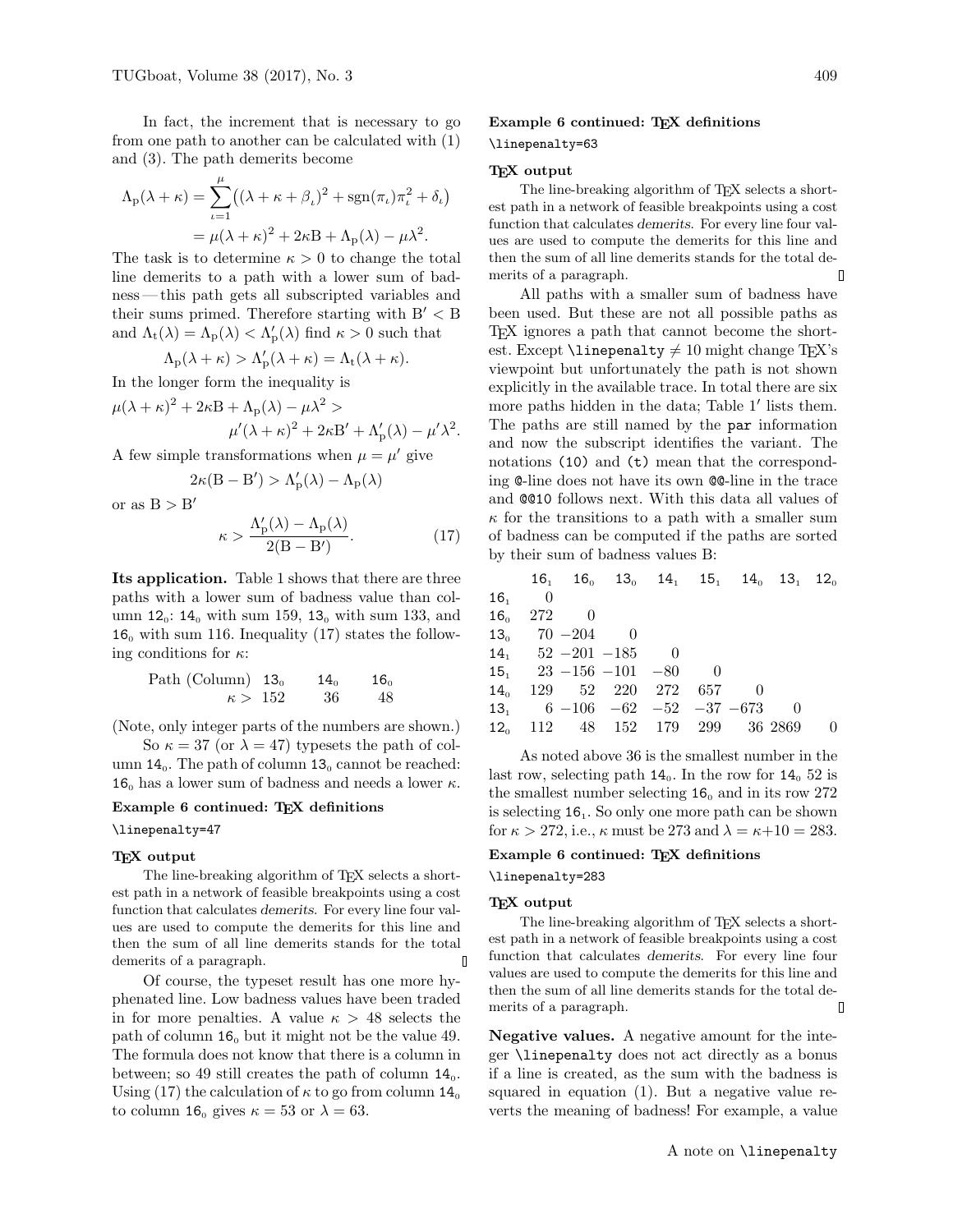In fact, the increment that is necessary to go from one path to another can be calculated with (1) and (3). The path demerits become

$$\Lambda_{\rm p}(\lambda+\kappa) = \sum_{\iota=1}^{\mu}\bigl((\lambda+\kappa+\beta_\iota)^2 + \operatorname{sgn}(\pi_\iota)\pi_\iota^2 + \delta_\iota\bigr)$$
$$= \mu(\lambda+\kappa)^2 + 2\kappa{\rm B} + \Lambda_{\rm p}(\lambda) - \mu\lambda^2.$$

The task is to determine $\kappa > 0$ to change the total line demerits to a path with a lower sum of badness — this path gets all subscripted variables and their sums primed. Therefore starting with ${\rm B}' < {\rm B}$ and $\Lambda_{\rm t}(\lambda) = \Lambda_{\rm p}(\lambda) < \Lambda'_{\rm p}(\lambda)$ find $\kappa > 0$ such that

$$\Lambda_{\rm p}(\lambda+\kappa) > \Lambda'_{\rm p}(\lambda+\kappa) = \Lambda_{\rm t}(\lambda+\kappa).$$

In the longer form the inequality is

$$\mu(\lambda+\kappa)^2 + 2\kappa{\rm B} + \Lambda_{\rm p}(\lambda) - \mu\lambda^2 >$$
$$\mu'(\lambda+\kappa)^2 + 2\kappa{\rm B}' + \Lambda'_{\rm p}(\lambda) - \mu'\lambda^2.$$

A few simple transformations when $\mu = \mu'$ give

$$2\kappa({\rm B} - {\rm B}') > \Lambda'_{\rm p}(\lambda) - \Lambda_{\rm p}(\lambda)$$

or as ${\rm B} > {\rm B}'$

$$\kappa > \frac{\Lambda'_{\rm p}(\lambda) - \Lambda_{\rm p}(\lambda)}{2({\rm B} - {\rm B}')}. \qquad (17)$$

**Its application.** Table 1 shows that there are three paths with a lower sum of badness value than column $12_0$: $14_0$ with sum 159, $13_0$ with sum 133, and $16_0$ with sum 116. Inequality (17) states the following conditions for $\kappa$:

| Path (Column) | $13_0$ | $14_0$ | $16_0$ |
|---|---|---|---|
| $\kappa >$ | 152 | 36 | 48 |

(Note, only integer parts of the numbers are shown.)

So $\kappa = 37$ (or $\lambda = 47$) typesets the path of column $14_0$. The path of column $13_0$ cannot be reached: $16_0$ has a lower sum of badness and needs a lower $\kappa$.

**Example 6 continued: TeX definitions**

```
\linepenalty=47
```

**TeX output**

The line-breaking algorithm of TeX selects a shortest path in a network of feasible breakpoints using a cost function that calculates *demerits*. For every line four values are used to compute the demerits for this line and then the sum of all line demerits stands for the total demerits of a paragraph.

Of course, the typeset result has one more hyphenated line. Low badness values have been traded in for more penalties. A value $\kappa > 48$ selects the path of column $16_0$ but it might not be the value 49. The formula does not know that there is a column in between; so 49 still creates the path of column $14_0$. Using (17) the calculation of $\kappa$ to go from column $14_0$ to column $16_0$ gives $\kappa = 53$ or $\lambda = 63$.

**Example 6 continued: TeX definitions**

```
\linepenalty=63
```

**TeX output**

The line-breaking algorithm of TeX selects a shortest path in a network of feasible breakpoints using a cost function that calculates *demerits*. For every line four values are used to compute the demerits for this line and then the sum of all line demerits stands for the total demerits of a paragraph.

All paths with a smaller sum of badness have been used. But these are not all possible paths as TeX ignores a path that cannot become the shortest. Except `\linepenalty` $\neq 10$ might change TeX's viewpoint but unfortunately the path is not shown explicitly in the available trace. In total there are six more paths hidden in the data; Table 1′ lists them. The paths are still named by the `par` information and now the subscript identifies the variant. The notations `(10)` and `(t)` mean that the corresponding `@`-line does not have its own `@@`-line in the trace and `@@10` follows next. With this data all values of $\kappa$ for the transitions to a path with a smaller sum of badness can be computed if the paths are sorted by their sum of badness values B:

| | $16_1$ | $16_0$ | $13_0$ | $14_1$ | $15_1$ | $14_0$ | $13_1$ | $12_0$ |
|---|---|---|---|---|---|---|---|---|
| $16_1$ | 0 | | | | | | | |
| $16_0$ | 272 | 0 | | | | | | |
| $13_0$ | 70 | −204 | 0 | | | | | |
| $14_1$ | 52 | −201 | −185 | 0 | | | | |
| $15_1$ | 23 | −156 | −101 | −80 | 0 | | | |
| $14_0$ | 129 | 52 | 220 | 272 | 657 | 0 | | |
| $13_1$ | 6 | −106 | −62 | −52 | −37 | −673 | 0 | |
| $12_0$ | 112 | 48 | 152 | 179 | 299 | 36 | 2869 | 0 |

As noted above 36 is the smallest number in the last row, selecting path $14_0$. In the row for $14_0$ 52 is the smallest number selecting $16_0$ and in its row 272 is selecting $16_1$. So only one more path can be shown for $\kappa > 272$, i.e., $\kappa$ must be 273 and $\lambda = \kappa + 10 = 283$.

**Example 6 continued: TeX definitions**

```
\linepenalty=283
```

**TeX output**

The line-breaking algorithm of TeX selects a shortest path in a network of feasible breakpoints using a cost function that calculates *demerits*. For every line four values are used to compute the demerits for this line and then the sum of all line demerits stands for the total demerits of a paragraph.

**Negative values.** A negative amount for the integer `\linepenalty` does not act directly as a bonus if a line is created, as the sum with the badness is squared in equation (1). But a negative value reverts the meaning of badness! For example, a value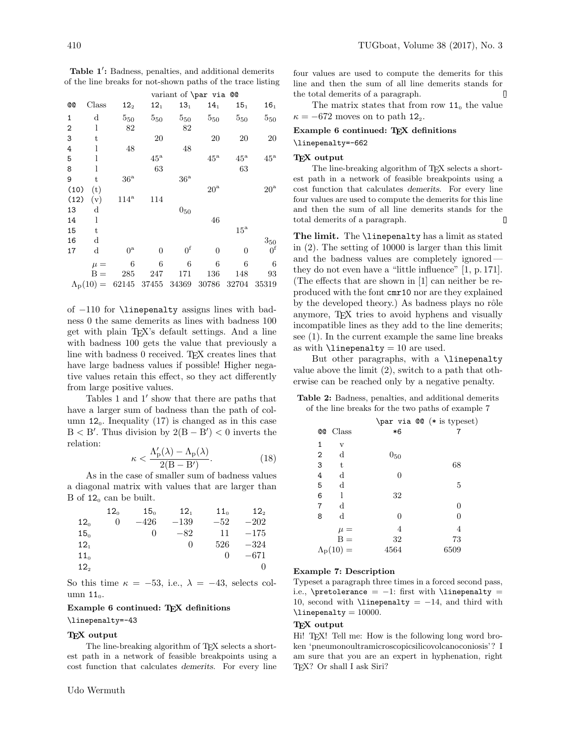**Table 1′:** Badness, penalties, and additional demerits of the line breaks for not-shown paths of the trace listing

| | | variant of `\par` via `@@` | | | | | |
|---|---|---|---|---|---|---|---|
| `@@` | Class | $12_2$ | $12_1$ | $13_1$ | $14_1$ | $15_1$ | $16_1$ |
| 1 | d | $5_{50}$ | $5_{50}$ | $5_{50}$ | $5_{50}$ | $5_{50}$ | $5_{50}$ |
| 2 | l | 82 | | 82 | | | |
| 3 | t | | 20 | | 20 | 20 | 20 |
| 4 | l | 48 | | 48 | | | |
| 5 | l | | $45^{a}$ | | $45^{a}$ | $45^{a}$ | $45^{a}$ |
| 8 | l | | 63 | | | 63 | |
| 9 | t | $36^{a}$ | | $36^{a}$ | | | |
| (10) | (t) | | | | $20^{a}$ | | $20^{a}$ |
| (12) | (v) | $114^{a}$ | 114 | | | | |
| 13 | d | | | $0_{50}$ | | | |
| 14 | l | | | | 46 | | |
| 15 | t | | | | | $15^{a}$ | |
| 16 | d | | | | | | $3_{50}$ |
| 17 | d | $0^{a}$ | 0 | $0^{f}$ | 0 | 0 | $0^{f}$ |
| | $\mu =$ | 6 | 6 | 6 | 6 | 6 | 6 |
| | $\mathrm{B} =$ | 285 | 247 | 171 | 136 | 148 | 93 |
| | $\Lambda_\mathrm{P}(10) =$ | 62145 | 37455 | 34369 | 30786 | 32704 | 35319 |

of −110 for `\linepenalty` assigns lines with badness 0 the same demerits as lines with badness 100 get with plain TEX's default settings. And a line with badness 100 gets the value that previously a line with badness 0 received. TEX creates lines that have large badness values if possible! Higher negative values retain this effect, so they act differently from large positive values.

Tables 1 and 1′ show that there are paths that have a larger sum of badness than the path of column $12_0$. Inequality (17) is changed as in this case $\mathrm{B} < \mathrm{B}'$. Thus division by $2(\mathrm{B} - \mathrm{B}') < 0$ inverts the relation:

$$\kappa < \frac{\Lambda'_\mathrm{P}(\lambda) - \Lambda_\mathrm{P}(\lambda)}{2(\mathrm{B} - \mathrm{B}')}. \tag{18}$$

As in the case of smaller sum of badness values a diagonal matrix with values that are larger than B of $12_0$ can be built.

| | $12_0$ | $15_0$ | $12_1$ | $11_0$ | $12_2$ |
|---|---|---|---|---|---|
| $12_0$ | 0 | −426 | −139 | −52 | −202 |
| $15_0$ | | 0 | −82 | 11 | −175 |
| $12_1$ | | | 0 | 526 | −324 |
| $11_0$ | | | | 0 | −671 |
| $12_2$ | | | | | 0 |

So this time $\kappa = -53$, i.e., $\lambda = -43$, selects column $11_0$.

**Example 6 continued: TEX definitions**

```
\linepenalty=-43
```

**TEX output**

The line-breaking algorithm of TEX selects a shortest path in a network of feasible breakpoints using a cost function that calculates *demerits*. For every line four values are used to compute the demerits for this line and then the sum of all line demerits stands for the total demerits of a paragraph.

The matrix states that from row $11_0$ the value $\kappa = -672$ moves on to path $12_2$.

**Example 6 continued: TEX definitions**

```
\linepenalty=-662
```

**TEX output**

The line-breaking algorithm of TEX selects a shortest path in a network of feasible breakpoints using a cost function that calculates *demerits*. For every line four values are used to compute the demerits for this line and then the sum of all line demerits stands for the total demerits of a paragraph.

**The limit.** The `\linepenalty` has a limit as stated in (2). The setting of 10000 is larger than this limit and the badness values are completely ignored — they do not even have a "little influence" [1, p. 171]. (The effects that are shown in [1] can neither be reproduced with the font `cmr10` nor are they explained by the developed theory.) As badness plays no rôle anymore, TEX tries to avoid hyphens and visually incompatible lines as they add to the line demerits; see (1). In the current example the same line breaks as with `\linepenalty` = 10 are used.

But other paragraphs, with a `\linepenalty` value above the limit (2), switch to a path that otherwise can be reached only by a negative penalty.

**Table 2:** Badness, penalties, and additional demerits of the line breaks for the two paths of example 7

| | | `\par` via `@@` (* is typeset) | |
|---|---|---|---|
| `@@` | Class | *6 | 7 |
| 1 | v | | |
| 2 | d | $0_{50}$ | |
| 3 | t | | 68 |
| 4 | d | 0 | |
| 5 | d | | 5 |
| 6 | l | 32 | |
| 7 | d | | 0 |
| 8 | d | 0 | 0 |
| | $\mu =$ | 4 | 4 |
| | $\mathrm{B} =$ | 32 | 73 |
| | $\Lambda_\mathrm{P}(10) =$ | 4564 | 6509 |

**Example 7: Description**

Typeset a paragraph three times in a forced second pass, i.e., `\pretolerance` = −1: first with `\linepenalty` = 10, second with `\linepenalty` = −14, and third with `\linepenalty` = 10000.

**TEX output**

Hi! TEX! Tell me: How is the following long word broken 'pneumonoultramicroscopicsilicovolcanoconiosis'? I am sure that you are an expert in hyphenation, right TEX? Or shall I ask Siri?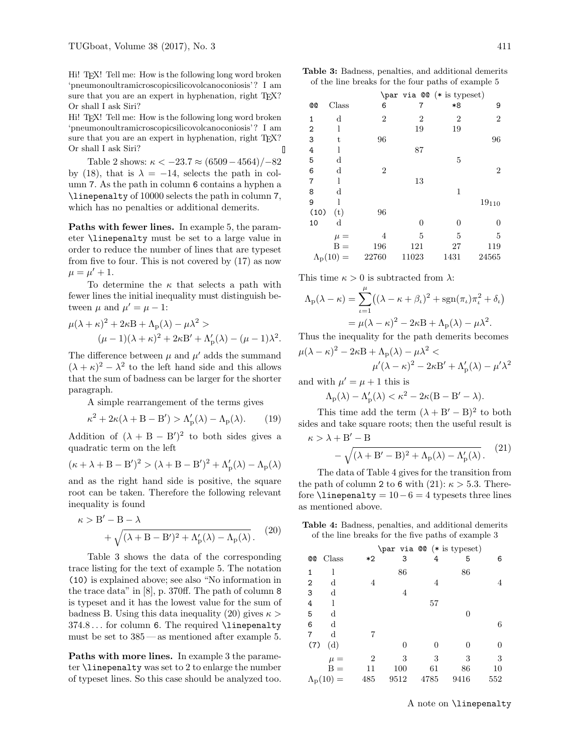Hi! TEX! Tell me: How is the following long word broken 'pneumonoultramicroscopicsilicovolcanoconiosis'? I am sure that you are an expert in hyphenation, right TEX? Or shall I ask Siri?

Hi! TEX! Tell me: How is the following long word broken 'pneumonoultramicroscopicsilicovolcanoconiosis'? I am sure that you are an expert in hyphenation, right TEX? Or shall I ask Siri?

Table 2 shows: $\kappa < -23.7 \approx (6509 - 4564)/-82$ by (18), that is $\lambda = -14$, selects the path in column `7`. As the path in column `6` contains a hyphen a `\linepenalty` of 10000 selects the path in column `7`, which has no penalties or additional demerits.

**Paths with fewer lines.** In example 5, the parameter `\linepenalty` must be set to a large value in order to reduce the number of lines that are typeset from five to four. This is not covered by (17) as now $\mu = \mu' + 1$.

To determine the $\kappa$ that selects a path with fewer lines the initial inequality must distinguish between $\mu$ and $\mu' = \mu - 1$:

$$\mu(\lambda+\kappa)^2 + 2\kappa\mathrm{B} + \Lambda_\mathrm{p}(\lambda) - \mu\lambda^2 > (\mu-1)(\lambda+\kappa)^2 + 2\kappa\mathrm{B}' + \Lambda'_\mathrm{p}(\lambda) - (\mu-1)\lambda^2.$$

The difference between $\mu$ and $\mu'$ adds the summand $(\lambda+\kappa)^2 - \lambda^2$ to the left hand side and this allows that the sum of badness can be larger for the shorter paragraph.

A simple rearrangement of the terms gives

$$\kappa^2 + 2\kappa(\lambda + \mathrm{B} - \mathrm{B}') > \Lambda'_\mathrm{p}(\lambda) - \Lambda_\mathrm{p}(\lambda). \qquad (19)$$

Addition of $(\lambda + \mathrm{B} - \mathrm{B}')^2$ to both sides gives a quadratic term on the left

$$(\kappa + \lambda + \mathrm{B} - \mathrm{B}')^2 > (\lambda + \mathrm{B} - \mathrm{B}')^2 + \Lambda'_\mathrm{p}(\lambda) - \Lambda_\mathrm{p}(\lambda)$$

and as the right hand side is positive, the square root can be taken. Therefore the following relevant inequality is found

$$\kappa > \mathrm{B}' - \mathrm{B} - \lambda + \sqrt{(\lambda + \mathrm{B} - \mathrm{B}')^2 + \Lambda'_\mathrm{p}(\lambda) - \Lambda_\mathrm{p}(\lambda)}\,. \qquad (20)$$

Table 3 shows the data of the corresponding trace listing for the text of example 5. The notation `(10)` is explained above; see also "No information in the trace data" in [8], p. 370ff. The path of column `8` is typeset and it has the lowest value for the sum of badness B. Using this data inequality (20) gives $\kappa > 374.8\ldots$ for column `6`. The required `\linepenalty` must be set to 385 — as mentioned after example 5.

**Paths with more lines.** In example 3 the parameter `\linepenalty` was set to 2 to enlarge the number of typeset lines. So this case should be analyzed too.

**Table 3:** Badness, penalties, and additional demerits of the line breaks for the four paths of example 5

| | | `\par` via `@@` (`*` is typeset) | | | |
|---|---|---|---|---|---|
| `@@` | Class | `6` | `7` | `*8` | `9` |
| `1` | d | 2 | 2 | 2 | 2 |
| `2` | l | | 19 | 19 | |
| `3` | t | 96 | | | 96 |
| `4` | l | | 87 | | |
| `5` | d | | | 5 | |
| `6` | d | 2 | | | 2 |
| `7` | l | | 13 | | |
| `8` | d | | | 1 | |
| `9` | l | | | | $19_{110}$ |
| `(10)` | (t) | 96 | | | |
| `10` | d | | 0 | 0 | 0 |
| | $\mu =$ | 4 | 5 | 5 | 5 |
| | $\mathrm{B} =$ | 196 | 121 | 27 | 119 |
| | $\Lambda_\mathrm{p}(10) =$ | 22760 | 11023 | 1431 | 24565 |

This time $\kappa > 0$ is subtracted from $\lambda$:

$$\Lambda_\mathrm{p}(\lambda - \kappa) = \sum_{\iota=1}^{\mu} \big( (\lambda - \kappa + \beta_\iota)^2 + \mathrm{sgn}(\pi_\iota)\pi_\iota^2 + \delta_\iota \big) = \mu(\lambda-\kappa)^2 - 2\kappa\mathrm{B} + \Lambda_\mathrm{p}(\lambda) - \mu\lambda^2.$$

Thus the inequality for the path demerits becomes

$$\mu(\lambda-\kappa)^2 - 2\kappa\mathrm{B} + \Lambda_\mathrm{p}(\lambda) - \mu\lambda^2 < \mu'(\lambda-\kappa)^2 - 2\kappa\mathrm{B}' + \Lambda'_\mathrm{p}(\lambda) - \mu'\lambda^2$$

and with $\mu' = \mu + 1$ this is

$$\Lambda_\mathrm{p}(\lambda) - \Lambda'_\mathrm{p}(\lambda) < \kappa^2 - 2\kappa(\mathrm{B} - \mathrm{B}' - \lambda).$$

This time add the term $(\lambda + \mathrm{B}' - \mathrm{B})^2$ to both sides and take square roots; then the useful result is

$$\kappa > \lambda + \mathrm{B}' - \mathrm{B} - \sqrt{(\lambda + \mathrm{B}' - \mathrm{B})^2 + \Lambda_\mathrm{p}(\lambda) - \Lambda'_\mathrm{p}(\lambda)}\,. \qquad (21)$$

The data of Table 4 gives for the transition from the path of column `2` to `6` with (21): $\kappa > 5.3$. Therefore `\linepenalty` $= 10 - 6 = 4$ typesets three lines as mentioned above.

**Table 4:** Badness, penalties, and additional demerits of the line breaks for the five paths of example 3

| | | `\par` via `@@` (`*` is typeset) | | | | |
|---|---|---|---|---|---|---|
| `@@` | Class | `*2` | `3` | `4` | `5` | `6` |
| `1` | l | | 86 | | 86 | |
| `2` | d | 4 | | 4 | | 4 |
| `3` | d | | 4 | | | |
| `4` | l | | | 57 | | |
| `5` | d | | | | 0 | |
| `6` | d | | | | | 6 |
| `7` | d | 7 | | | | |
| `(7)` | (d) | | 0 | 0 | 0 | 0 |
| | $\mu =$ | 2 | 3 | 3 | 3 | 3 |
| | $\mathrm{B} =$ | 11 | 100 | 61 | 86 | 10 |
| | $\Lambda_\mathrm{p}(10) =$ | 485 | 9512 | 4785 | 9416 | 552 |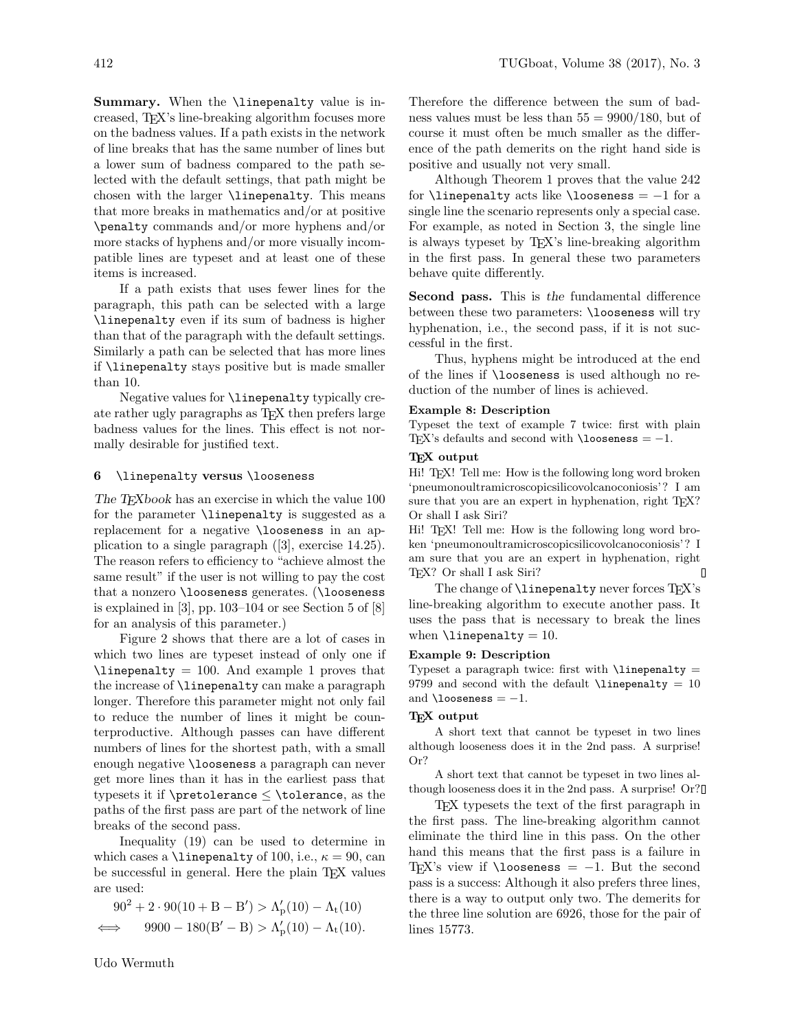**Summary.** When the `\linepenalty` value is increased, TEX's line-breaking algorithm focuses more on the badness values. If a path exists in the network of line breaks that has the same number of lines but a lower sum of badness compared to the path selected with the default settings, that path might be chosen with the larger `\linepenalty`. This means that more breaks in mathematics and/or at positive `\penalty` commands and/or more hyphens and/or more stacks of hyphens and/or more visually incompatible lines are typeset and at least one of these items is increased.

If a path exists that uses fewer lines for the paragraph, this path can be selected with a large `\linepenalty` even if its sum of badness is higher than that of the paragraph with the default settings. Similarly a path can be selected that has more lines if `\linepenalty` stays positive but is made smaller than 10.

Negative values for `\linepenalty` typically create rather ugly paragraphs as TEX then prefers large badness values for the lines. This effect is not normally desirable for justified text.

## 6 `\linepenalty` versus `\looseness`

*The TEXbook* has an exercise in which the value 100 for the parameter `\linepenalty` is suggested as a replacement for a negative `\looseness` in an application to a single paragraph ([3], exercise 14.25). The reason refers to efficiency to "achieve almost the same result" if the user is not willing to pay the cost that a nonzero `\looseness` generates. (`\looseness` is explained in [3], pp. 103–104 or see Section 5 of [8] for an analysis of this parameter.)

Figure 2 shows that there are a lot of cases in which two lines are typeset instead of only one if `\linepenalty` = 100. And example 1 proves that the increase of `\linepenalty` can make a paragraph longer. Therefore this parameter might not only fail to reduce the number of lines it might be counterproductive. Although passes can have different numbers of lines for the shortest path, with a small enough negative `\looseness` a paragraph can never get more lines than it has in the earliest pass that typesets it if `\pretolerance` $\leq$ `\tolerance`, as the paths of the first pass are part of the network of line breaks of the second pass.

Inequality (19) can be used to determine in which cases a `\linepenalty` of 100, i.e., $\kappa = 90$, can be successful in general. Here the plain TEX values are used:

$$90^2 + 2 \cdot 90(10 + \mathrm{B} - \mathrm{B}') > \Lambda'_\mathrm{p}(10) - \Lambda_\mathrm{t}(10)$$

$$\iff \quad 9900 - 180(\mathrm{B}' - \mathrm{B}) > \Lambda'_\mathrm{p}(10) - \Lambda_\mathrm{t}(10).$$

Therefore the difference between the sum of badness values must be less than $55 = 9900/180$, but of course it must often be much smaller as the difference of the path demerits on the right hand side is positive and usually not very small.

Although Theorem 1 proves that the value 242 for `\linepenalty` acts like `\looseness` $= -1$ for a single line the scenario represents only a special case. For example, as noted in Section 3, the single line is always typeset by TEX's line-breaking algorithm in the first pass. In general these two parameters behave quite differently.

**Second pass.** This is *the* fundamental difference between these two parameters: `\looseness` will try hyphenation, i.e., the second pass, if it is not successful in the first.

Thus, hyphens might be introduced at the end of the lines if `\looseness` is used although no reduction of the number of lines is achieved.

**Example 8: Description**

Typeset the text of example 7 twice: first with plain TEX's defaults and second with `\looseness` $= -1$.

**TEX output**

Hi! TEX! Tell me: How is the following long word broken 'pneumonoultramicroscopicsilicovolcanoconiosis'? I am sure that you are an expert in hyphenation, right TEX? Or shall I ask Siri?

Hi! TEX! Tell me: How is the following long word broken 'pneumonoultramicroscopicsilicovolcanoconiosis'? I am sure that you are an expert in hyphenation, right TEX? Or shall I ask Siri?

The change of `\linepenalty` never forces TEX's line-breaking algorithm to execute another pass. It uses the pass that is necessary to break the lines when `\linepenalty` = 10.

**Example 9: Description**

Typeset a paragraph twice: first with `\linepenalty` = 9799 and second with the default `\linepenalty` = 10 and `\looseness` $= -1$.

**TEX output**

A short text that cannot be typeset in two lines although looseness does it in the 2nd pass. A surprise! Or?

A short text that cannot be typeset in two lines although looseness does it in the 2nd pass. A surprise! Or?

TEX typesets the text of the first paragraph in the first pass. The line-breaking algorithm cannot eliminate the third line in this pass. On the other hand this means that the first pass is a failure in TEX's view if `\looseness` $= -1$. But the second pass is a success: Although it also prefers three lines, there is a way to output only two. The demerits for the three line solution are 6926, those for the pair of lines 15773.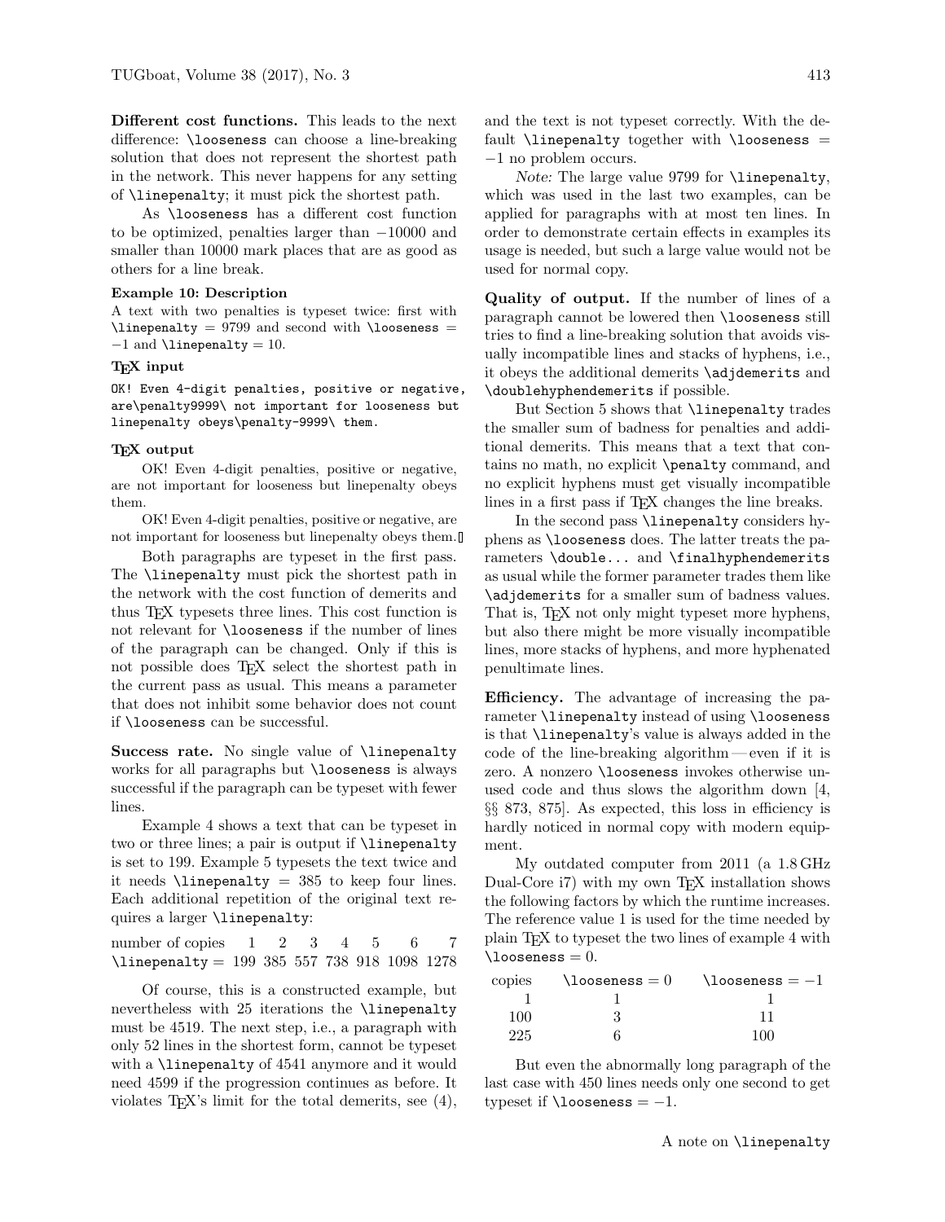**Different cost functions.** This leads to the next difference: `\looseness` can choose a line-breaking solution that does not represent the shortest path in the network. This never happens for any setting of `\linepenalty`; it must pick the shortest path.

As `\looseness` has a different cost function to be optimized, penalties larger than $-10000$ and smaller than 10000 mark places that are as good as others for a line break.

**Example 10: Description**

A text with two penalties is typeset twice: first with `\linepenalty` $= 9799$ and second with `\looseness` $= -1$ and `\linepenalty` $= 10$.

**TeX input**

```
OK! Even 4-digit penalties, positive or negative,
are\penalty9999\ not important for looseness but
linepenalty obeys\penalty-9999\ them.
```

**TeX output**

OK! Even 4-digit penalties, positive or negative, are not important for looseness but linepenalty obeys them.

OK! Even 4-digit penalties, positive or negative, are not important for looseness but linepenalty obeys them.

Both paragraphs are typeset in the first pass. The `\linepenalty` must pick the shortest path in the network with the cost function of demerits and thus TeX typesets three lines. This cost function is not relevant for `\looseness` if the number of lines of the paragraph can be changed. Only if this is not possible does TeX select the shortest path in the current pass as usual. This means a parameter that does not inhibit some behavior does not count if `\looseness` can be successful.

**Success rate.** No single value of `\linepenalty` works for all paragraphs but `\looseness` is always successful if the paragraph can be typeset with fewer lines.

Example 4 shows a text that can be typeset in two or three lines; a pair is output if `\linepenalty` is set to 199. Example 5 typesets the text twice and it needs `\linepenalty` $= 385$ to keep four lines. Each additional repetition of the original text requires a larger `\linepenalty`:

| number of copies | 1 | 2 | 3 | 4 | 5 | 6 | 7 |
|---|---|---|---|---|---|---|---|
| `\linepenalty` = | 199 | 385 | 557 | 738 | 918 | 1098 | 1278 |

Of course, this is a constructed example, but nevertheless with 25 iterations the `\linepenalty` must be 4519. The next step, i.e., a paragraph with only 52 lines in the shortest form, cannot be typeset with a `\linepenalty` of 4541 anymore and it would need 4599 if the progression continues as before. It violates TeX's limit for the total demerits, see (4), and the text is not typeset correctly. With the default `\linepenalty` together with `\looseness` $= -1$ no problem occurs.

*Note:* The large value 9799 for `\linepenalty`, which was used in the last two examples, can be applied for paragraphs with at most ten lines. In order to demonstrate certain effects in examples its usage is needed, but such a large value would not be used for normal copy.

**Quality of output.** If the number of lines of a paragraph cannot be lowered then `\looseness` still tries to find a line-breaking solution that avoids visually incompatible lines and stacks of hyphens, i.e., it obeys the additional demerits `\adjdemerits` and `\doublehyphendemerits` if possible.

But Section 5 shows that `\linepenalty` trades the smaller sum of badness for penalties and additional demerits. This means that a text that contains no math, no explicit `\penalty` command, and no explicit hyphens must get visually incompatible lines in a first pass if TeX changes the line breaks.

In the second pass `\linepenalty` considers hyphens as `\looseness` does. The latter treats the parameters `\double...` and `\finalhyphendemerits` as usual while the former parameter trades them like `\adjdemerits` for a smaller sum of badness values. That is, TeX not only might typeset more hyphens, but also there might be more visually incompatible lines, more stacks of hyphens, and more hyphenated penultimate lines.

**Efficiency.** The advantage of increasing the parameter `\linepenalty` instead of using `\looseness` is that `\linepenalty`'s value is always added in the code of the line-breaking algorithm — even if it is zero. A nonzero `\looseness` invokes otherwise unused code and thus slows the algorithm down [4, §§ 873, 875]. As expected, this loss in efficiency is hardly noticed in normal copy with modern equipment.

My outdated computer from 2011 (a 1.8 GHz Dual-Core i7) with my own TeX installation shows the following factors by which the runtime increases. The reference value 1 is used for the time needed by plain TeX to typeset the two lines of example 4 with `\looseness` $= 0$.

| copies | `\looseness` $= 0$ | `\looseness` $= -1$ |
|---|---|---|
| 1 | 1 | 1 |
| 100 | 3 | 11 |
| 225 | 6 | 100 |

But even the abnormally long paragraph of the last case with 450 lines needs only one second to get typeset if `\looseness` $= -1$.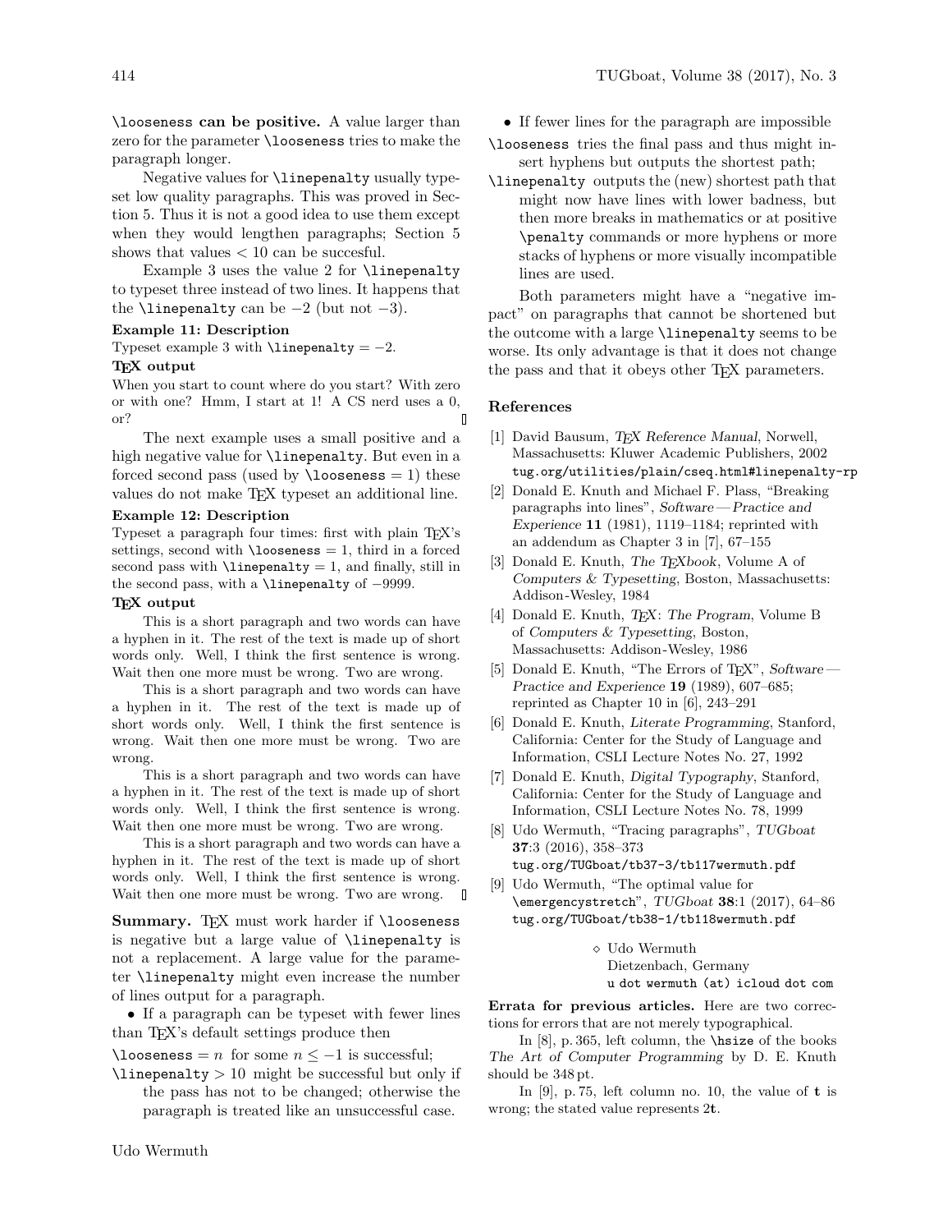**`\looseness` can be positive.** A value larger than zero for the parameter `\looseness` tries to make the paragraph longer.

Negative values for `\linepenalty` usually typeset low quality paragraphs. This was proved in Section 5. Thus it is not a good idea to use them except when they would lengthen paragraphs; Section 5 shows that values $< 10$ can be succesful.

Example 3 uses the value 2 for `\linepenalty` to typeset three instead of two lines. It happens that the `\linepenalty` can be $-2$ (but not $-3$).

**Example 11: Description**

Typeset example 3 with `\linepenalty` $= -2$.

**TEX output**

When you start to count where do you start? With zero or with one? Hmm, I start at 1! A CS nerd uses a 0, or?

The next example uses a small positive and a high negative value for `\linepenalty`. But even in a forced second pass (used by `\looseness` $= 1$) these values do not make TEX typeset an additional line.

**Example 12: Description**

Typeset a paragraph four times: first with plain TEX's settings, second with `\looseness` $= 1$, third in a forced second pass with `\linepenalty` $= 1$, and finally, still in the second pass, with a `\linepenalty` of $-9999$.

**TEX output**

This is a short paragraph and two words can have a hyphen in it. The rest of the text is made up of short words only. Well, I think the first sentence is wrong. Wait then one more must be wrong. Two are wrong.

This is a short paragraph and two words can have a hyphen in it. The rest of the text is made up of short words only. Well, I think the first sentence is wrong. Wait then one more must be wrong. Two are wrong.

This is a short paragraph and two words can have a hyphen in it. The rest of the text is made up of short words only. Well, I think the first sentence is wrong. Wait then one more must be wrong. Two are wrong.

This is a short paragraph and two words can have a hyphen in it. The rest of the text is made up of short words only. Well, I think the first sentence is wrong. Wait then one more must be wrong. Two are wrong.

**Summary.** TEX must work harder if `\looseness` is negative but a large value of `\linepenalty` is not a replacement. A large value for the parameter `\linepenalty` might even increase the number of lines output for a paragraph.

- If a paragraph can be typeset with fewer lines than TEX's default settings produce then

`\looseness` $= n$ for some $n \le -1$ is successful;

`\linepenalty` $> 10$ might be successful but only if the pass has not to be changed; otherwise the paragraph is treated like an unsuccessful case.

- If fewer lines for the paragraph are impossible

`\looseness` tries the final pass and thus might insert hyphens but outputs the shortest path;

`\linepenalty` outputs the (new) shortest path that might now have lines with lower badness, but then more breaks in mathematics or at positive `\penalty` commands or more hyphens or more stacks of hyphens or more visually incompatible lines are used.

Both parameters might have a "negative impact" on paragraphs that cannot be shortened but the outcome with a large `\linepenalty` seems to be worse. Its only advantage is that it does not change the pass and that it obeys other TEX parameters.

## References

[1] David Bausum, *TEX Reference Manual*, Norwell, Massachusetts: Kluwer Academic Publishers, 2002 `tug.org/utilities/plain/cseq.html#linepenalty-rp`

[2] Donald E. Knuth and Michael F. Plass, "Breaking paragraphs into lines", *Software — Practice and Experience* **11** (1981), 1119–1184; reprinted with an addendum as Chapter 3 in [7], 67–155

[3] Donald E. Knuth, *The TEXbook*, Volume A of *Computers & Typesetting*, Boston, Massachusetts: Addison-Wesley, 1984

[4] Donald E. Knuth, *TEX: The Program*, Volume B of *Computers & Typesetting*, Boston, Massachusetts: Addison-Wesley, 1986

[5] Donald E. Knuth, "The Errors of TEX", *Software — Practice and Experience* **19** (1989), 607–685; reprinted as Chapter 10 in [6], 243–291

[6] Donald E. Knuth, *Literate Programming*, Stanford, California: Center for the Study of Language and Information, CSLI Lecture Notes No. 27, 1992

[7] Donald E. Knuth, *Digital Typography*, Stanford, California: Center for the Study of Language and Information, CSLI Lecture Notes No. 78, 1999

[8] Udo Wermuth, "Tracing paragraphs", *TUGboat* **37**:3 (2016), 358–373 `tug.org/TUGboat/tb37-3/tb117wermuth.pdf`

[9] Udo Wermuth, "The optimal value for `\emergencystretch`", *TUGboat* **38**:1 (2017), 64–86 `tug.org/TUGboat/tb38-1/tb118wermuth.pdf`

◇ Udo Wermuth
Dietzenbach, Germany
`u dot wermuth (at) icloud dot com`

**Errata for previous articles.** Here are two corrections for errors that are not merely typographical.

In [8], p. 365, left column, the `\hsize` of the books *The Art of Computer Programming* by D. E. Knuth should be 348 pt.

In [9], p. 75, left column no. 10, the value of **t** is wrong; the stated value represents 2**t**.